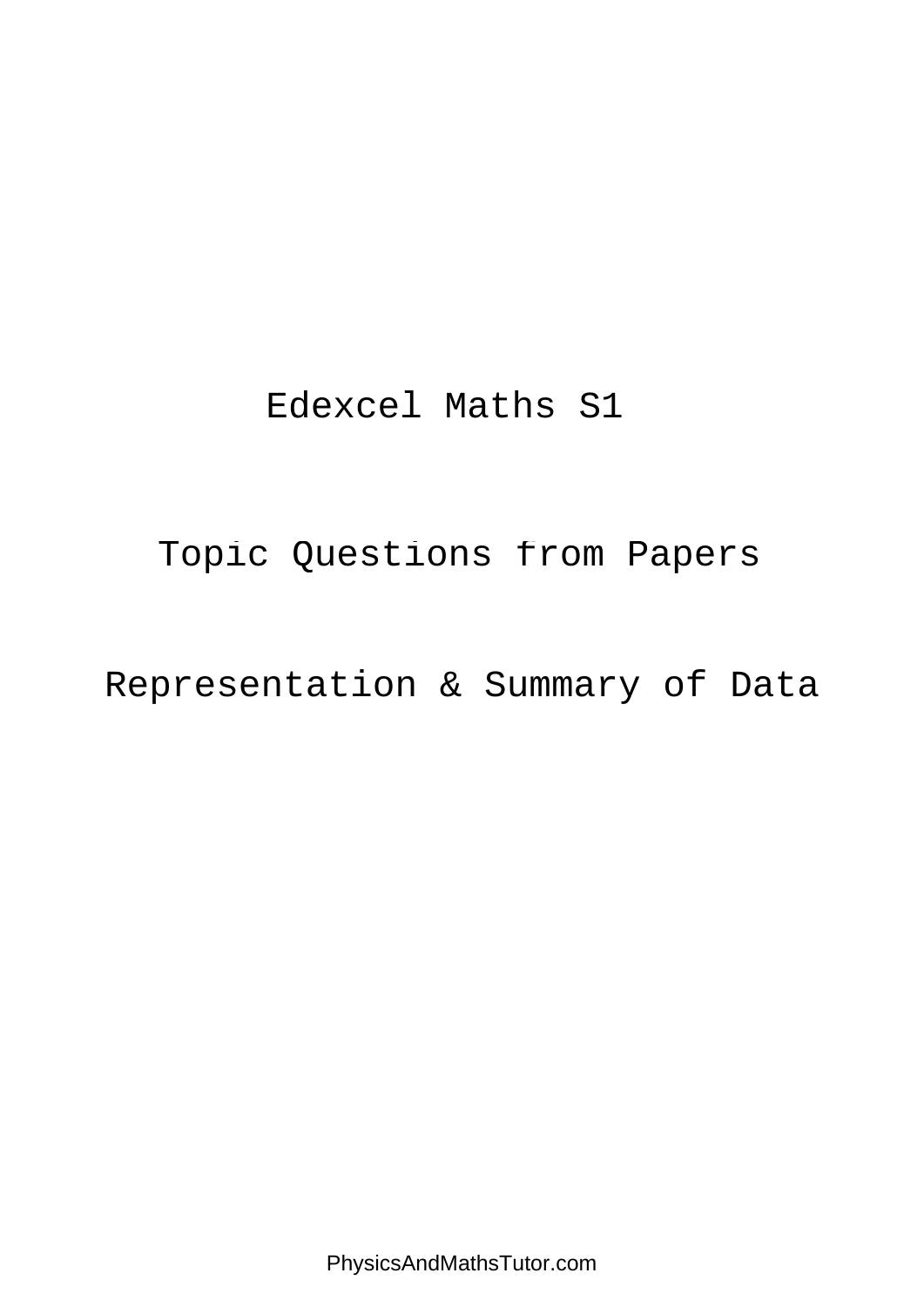# Edexcel Maths S1

## Topic Questions from Papers

## Representation & Summary of Data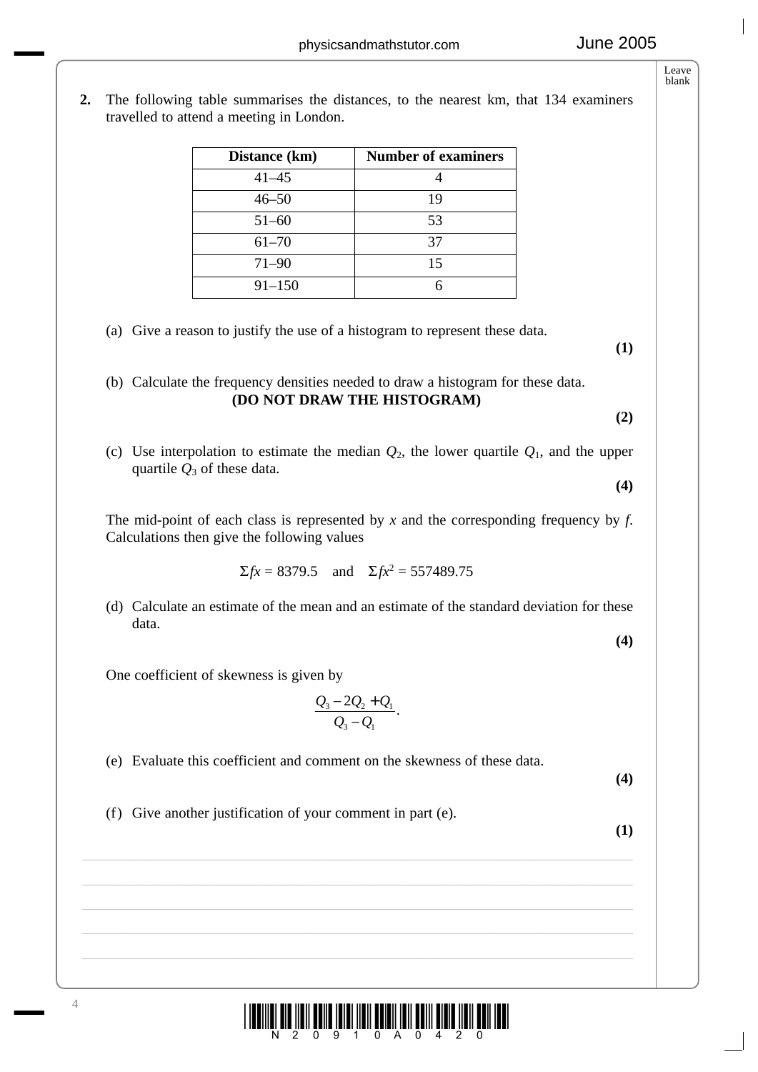**2.** The following table summarises the distances, to the nearest km, that 134 examiners travelled to attend a meeting in London.

| Distance (km) | Number of examiners |
|---|---|
| 41–45 | 4 |
| 46–50 | 19 |
| 51–60 | 53 |
| 61–70 | 37 |
| 71–90 | 15 |
| 91–150 | 6 |

(a) Give a reason to justify the use of a histogram to represent these data.
**(1)**

(b) Calculate the frequency densities needed to draw a histogram for these data.
**(DO NOT DRAW THE HISTOGRAM)**
**(2)**

(c) Use interpolation to estimate the median $Q_2$, the lower quartile $Q_1$, and the upper quartile $Q_3$ of these data.
**(4)**

The mid-point of each class is represented by $x$ and the corresponding frequency by $f$. Calculations then give the following values

$$\Sigma fx = 8379.5 \quad \text{and} \quad \Sigma fx^2 = 557489.75$$

(d) Calculate an estimate of the mean and an estimate of the standard deviation for these data.
**(4)**

One coefficient of skewness is given by

$$\frac{Q_3 - 2Q_2 + Q_1}{Q_3 - Q_1}.$$

(e) Evaluate this coefficient and comment on the skewness of these data.
**(4)**

(f) Give another justification of your comment in part (e).
**(1)**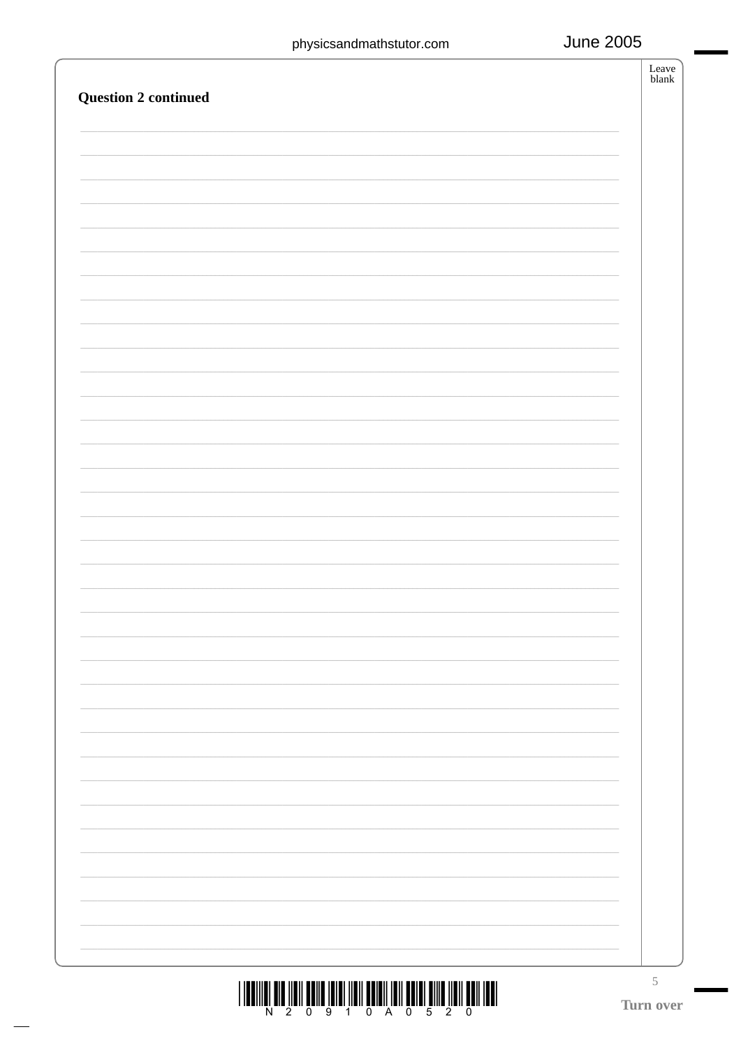**Question 2 continued**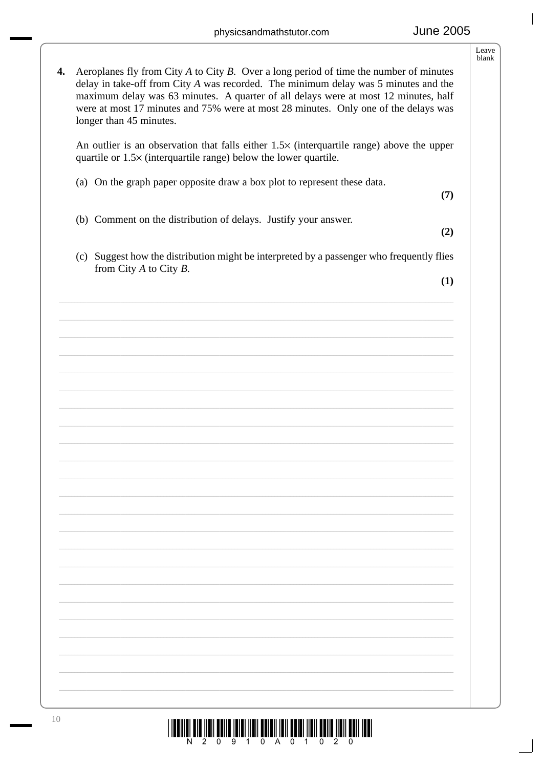**4.** Aeroplanes fly from City *A* to City *B*. Over a long period of time the number of minutes delay in take-off from City *A* was recorded. The minimum delay was 5 minutes and the maximum delay was 63 minutes. A quarter of all delays were at most 12 minutes, half were at most 17 minutes and 75% were at most 28 minutes. Only one of the delays was longer than 45 minutes.

An outlier is an observation that falls either $1.5\times$ (interquartile range) above the upper quartile or $1.5\times$ (interquartile range) below the lower quartile.

(a) On the graph paper opposite draw a box plot to represent these data.

**(7)**

(b) Comment on the distribution of delays. Justify your answer.

**(2)**

(c) Suggest how the distribution might be interpreted by a passenger who frequently flies from City *A* to City *B*.

**(1)**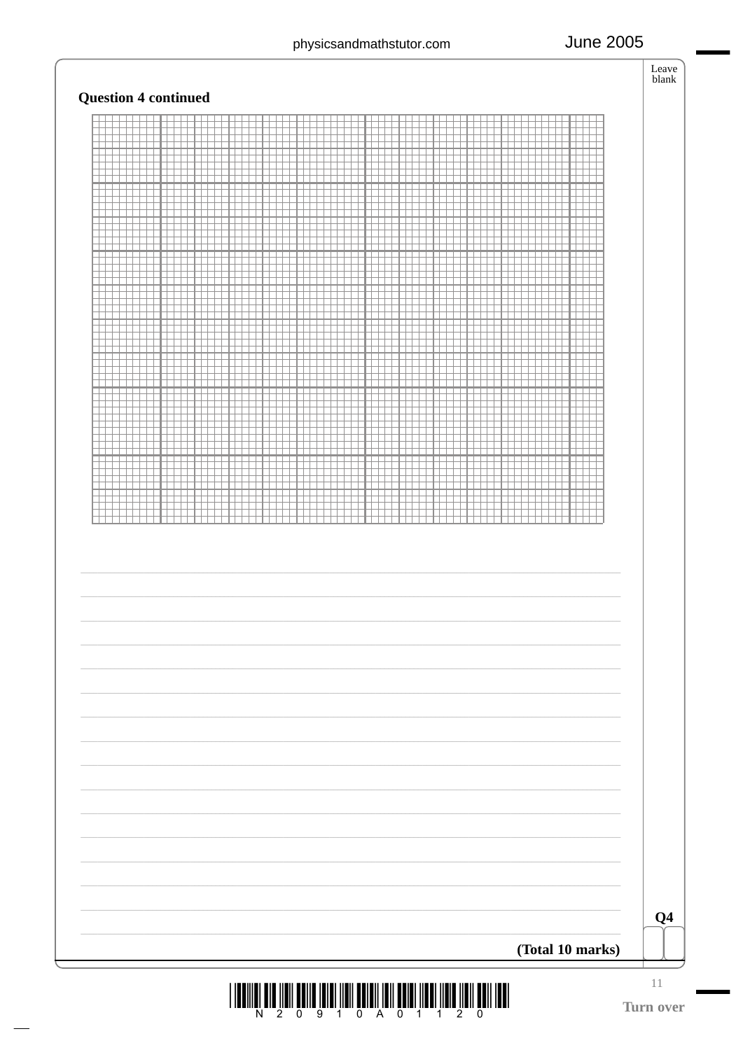**Question 4 continued**

**(Total 10 marks)**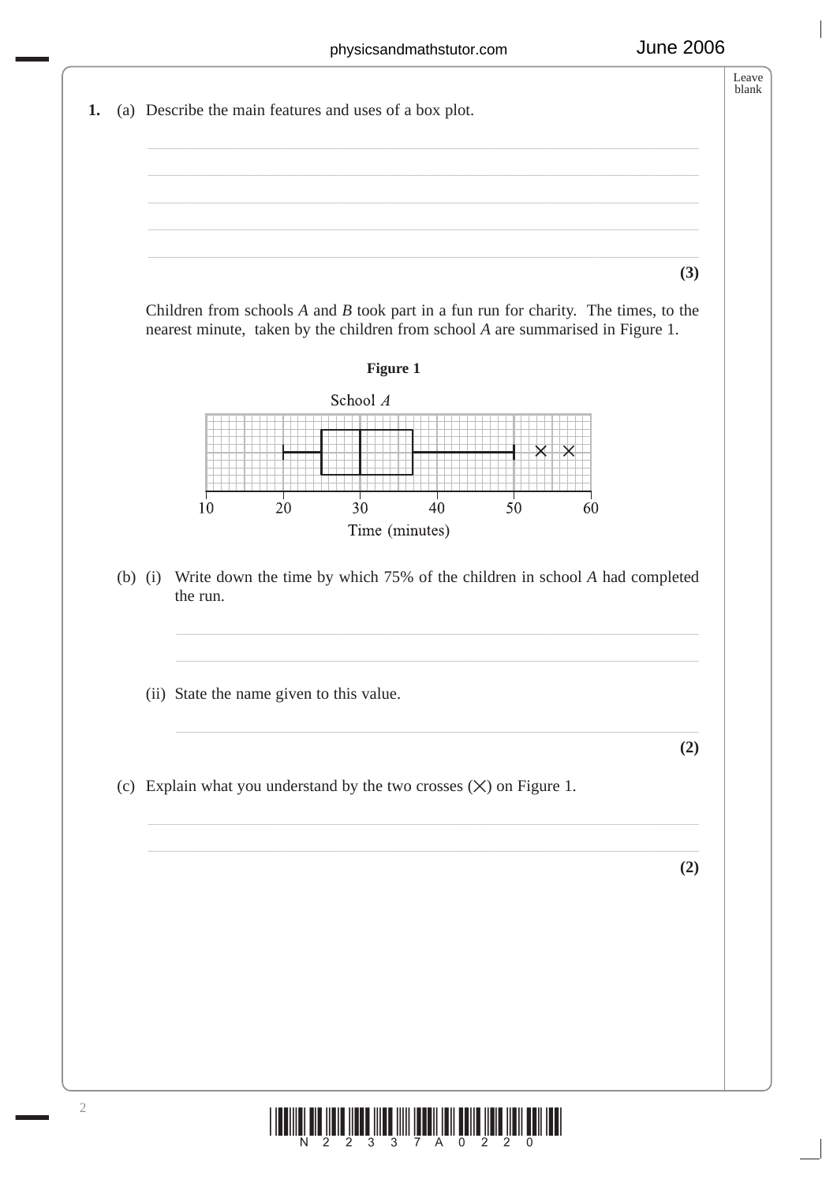**1.** (a) Describe the main features and uses of a box plot.

**(3)**

Children from schools *A* and *B* took part in a fun run for charity. The times, to the nearest minute, taken by the children from school *A* are summarised in Figure 1.

**Figure 1**

School *A*

Time (minutes)

(b) (i) Write down the time by which 75% of the children in school *A* had completed the run.

(ii) State the name given to this value.

**(2)**

(c) Explain what you understand by the two crosses (×) on Figure 1.

**(2)**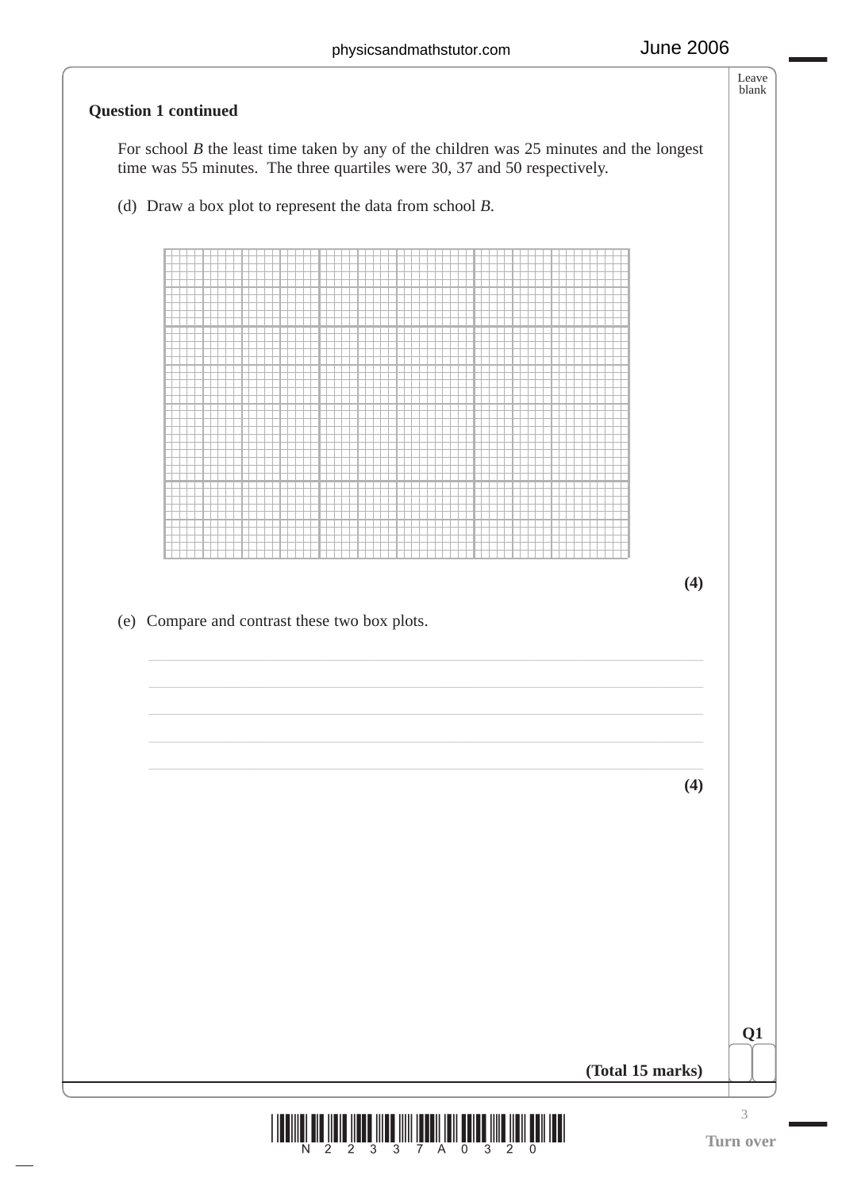**Question 1 continued**

For school *B* the least time taken by any of the children was 25 minutes and the longest time was 55 minutes. The three quartiles were 30, 37 and 50 respectively.

(d) Draw a box plot to represent the data from school *B*.

**(4)**

(e) Compare and contrast these two box plots.

**(4)**

**Q1**

**(Total 15 marks)**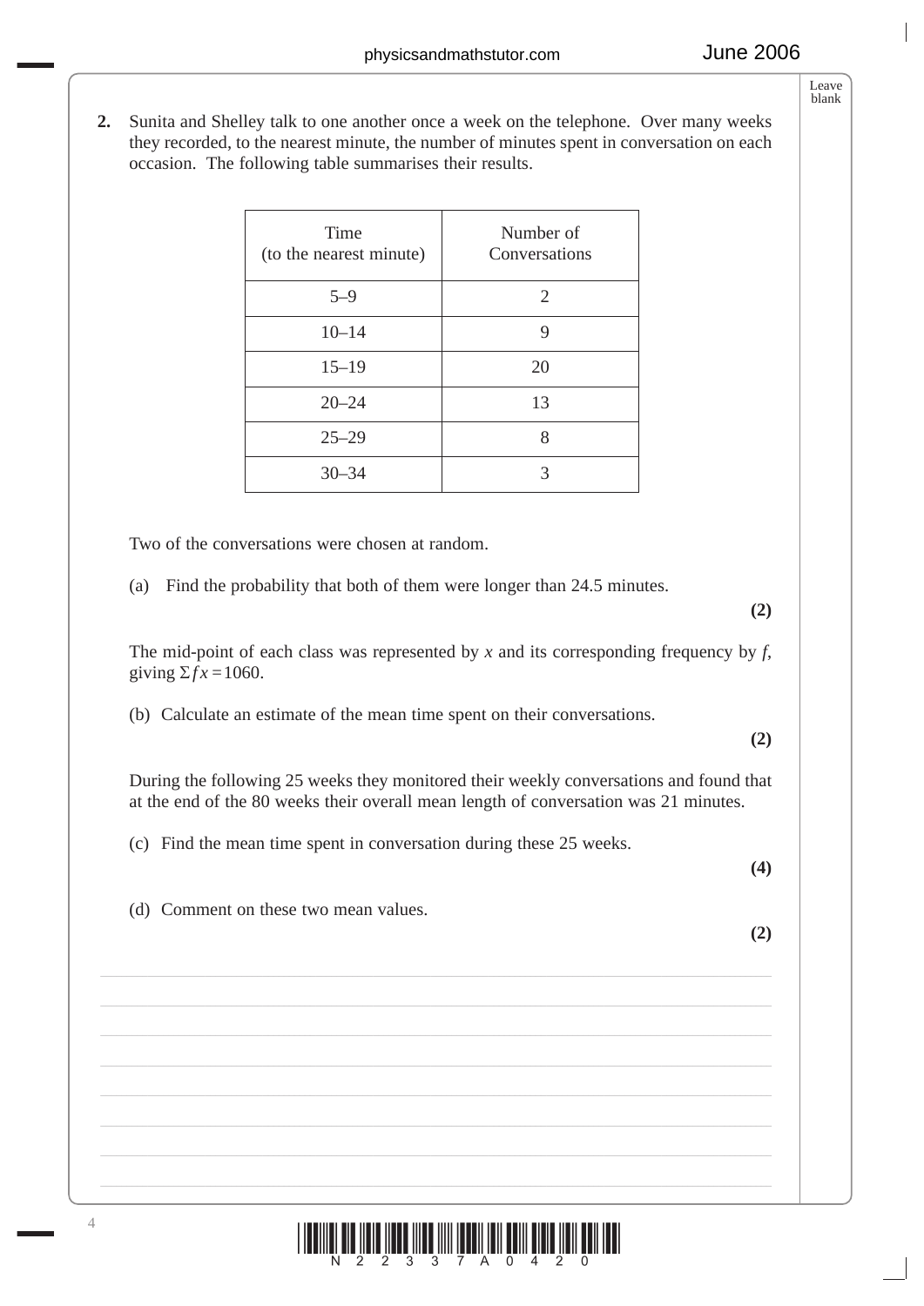**2.** Sunita and Shelley talk to one another once a week on the telephone. Over many weeks they recorded, to the nearest minute, the number of minutes spent in conversation on each occasion. The following table summarises their results.

| Time (to the nearest minute) | Number of Conversations |
|---|---|
| 5–9 | 2 |
| 10–14 | 9 |
| 15–19 | 20 |
| 20–24 | 13 |
| 25–29 | 8 |
| 30–34 | 3 |

Two of the conversations were chosen at random.

(a) Find the probability that both of them were longer than 24.5 minutes.
**(2)**

The mid-point of each class was represented by $x$ and its corresponding frequency by $f$, giving $\Sigma fx = 1060$.

(b) Calculate an estimate of the mean time spent on their conversations.
**(2)**

During the following 25 weeks they monitored their weekly conversations and found that at the end of the 80 weeks their overall mean length of conversation was 21 minutes.

(c) Find the mean time spent in conversation during these 25 weeks.
**(4)**

(d) Comment on these two mean values.
**(2)**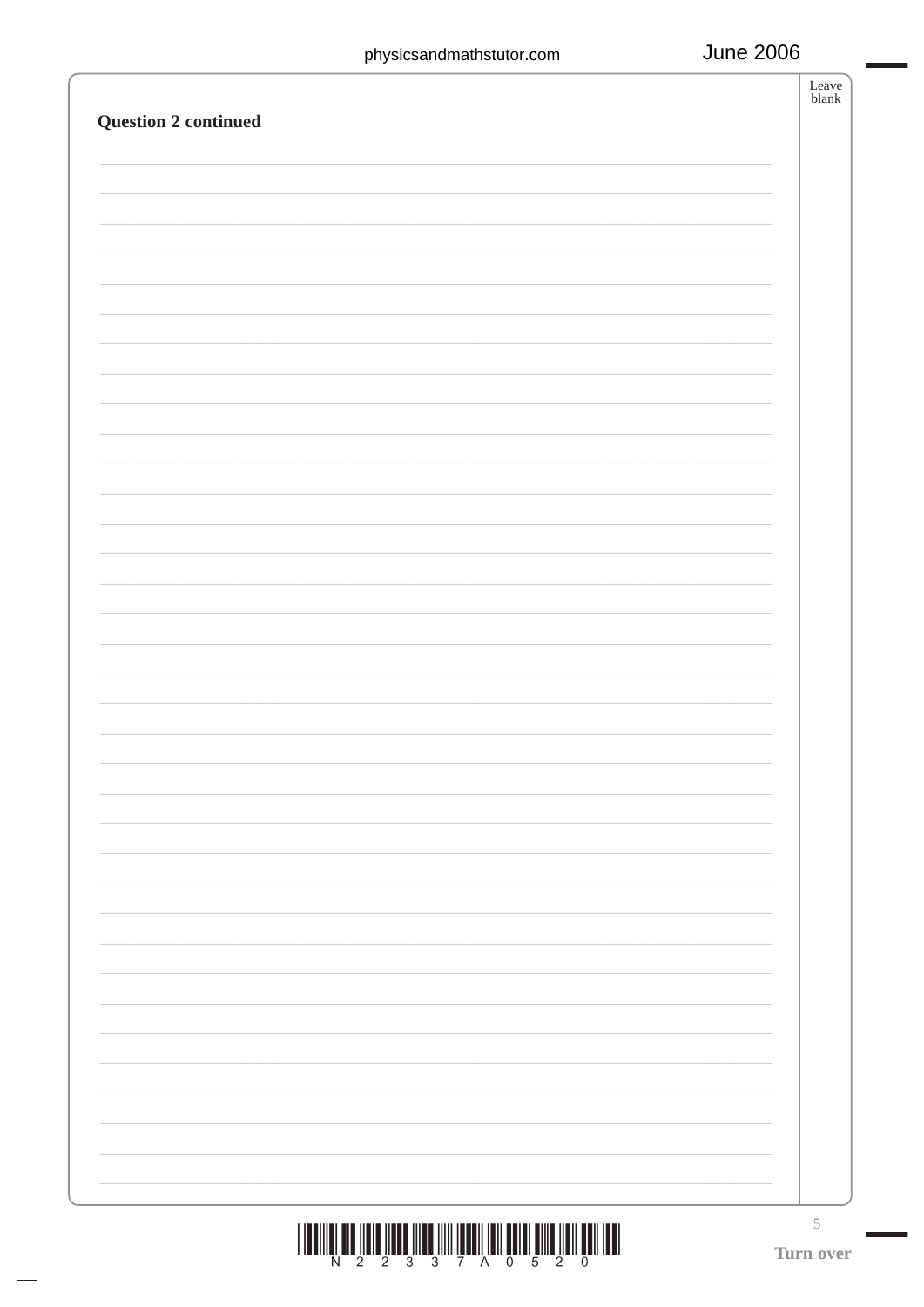**Question 2 continued**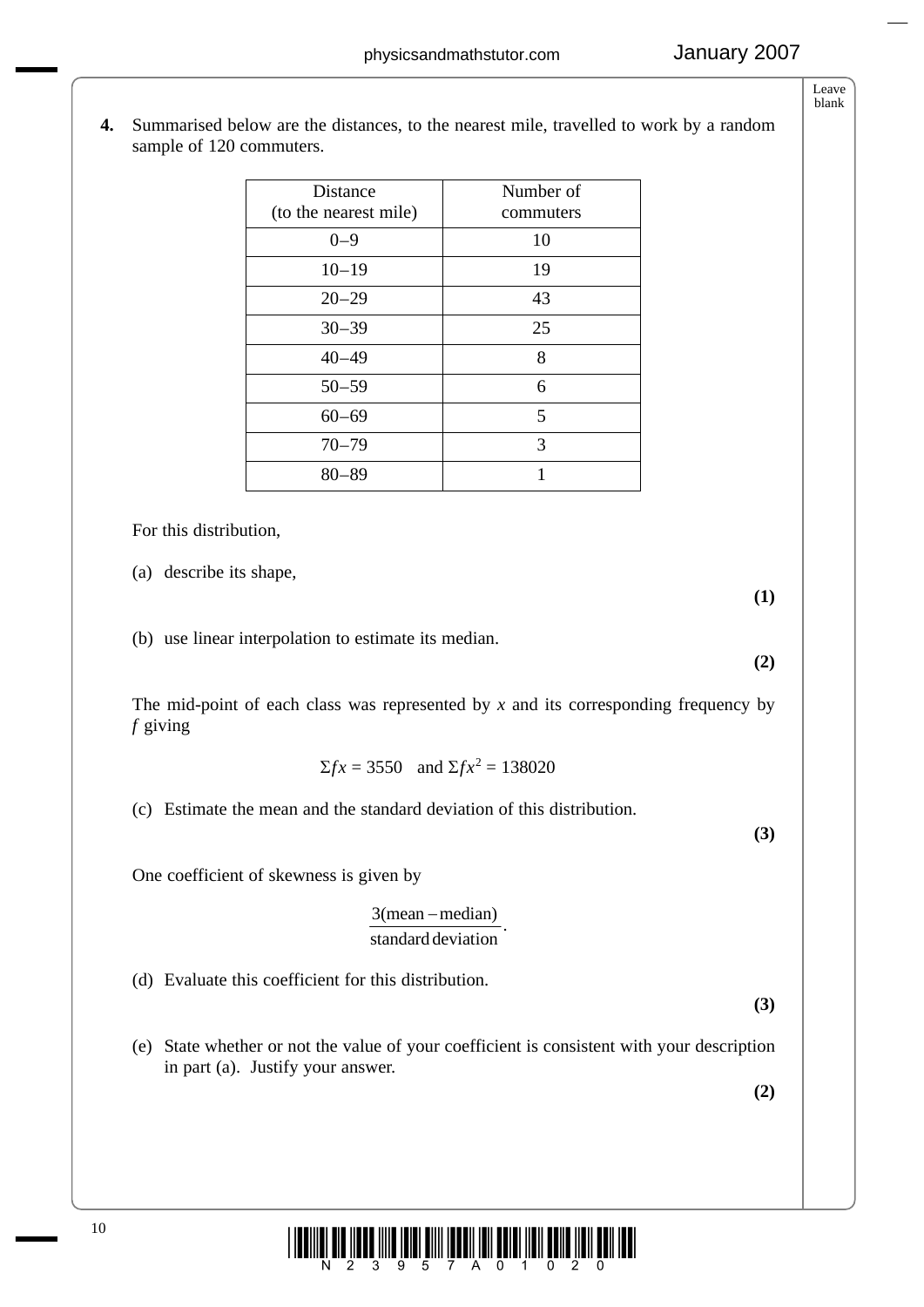**4.** Summarised below are the distances, to the nearest mile, travelled to work by a random sample of 120 commuters.

| Distance (to the nearest mile) | Number of commuters |
|---|---|
| 0–9 | 10 |
| 10–19 | 19 |
| 20–29 | 43 |
| 30–39 | 25 |
| 40–49 | 8 |
| 50–59 | 6 |
| 60–69 | 5 |
| 70–79 | 3 |
| 80–89 | 1 |

For this distribution,

(a) describe its shape,
**(1)**

(b) use linear interpolation to estimate its median.
**(2)**

The mid-point of each class was represented by $x$ and its corresponding frequency by $f$ giving

$$\Sigma fx = 3550 \quad \text{and } \Sigma fx^2 = 138020$$

(c) Estimate the mean and the standard deviation of this distribution.
**(3)**

One coefficient of skewness is given by

$$\frac{3(\text{mean} - \text{median})}{\text{standard deviation}}.$$

(d) Evaluate this coefficient for this distribution.
**(3)**

(e) State whether or not the value of your coefficient is consistent with your description in part (a). Justify your answer.
**(2)**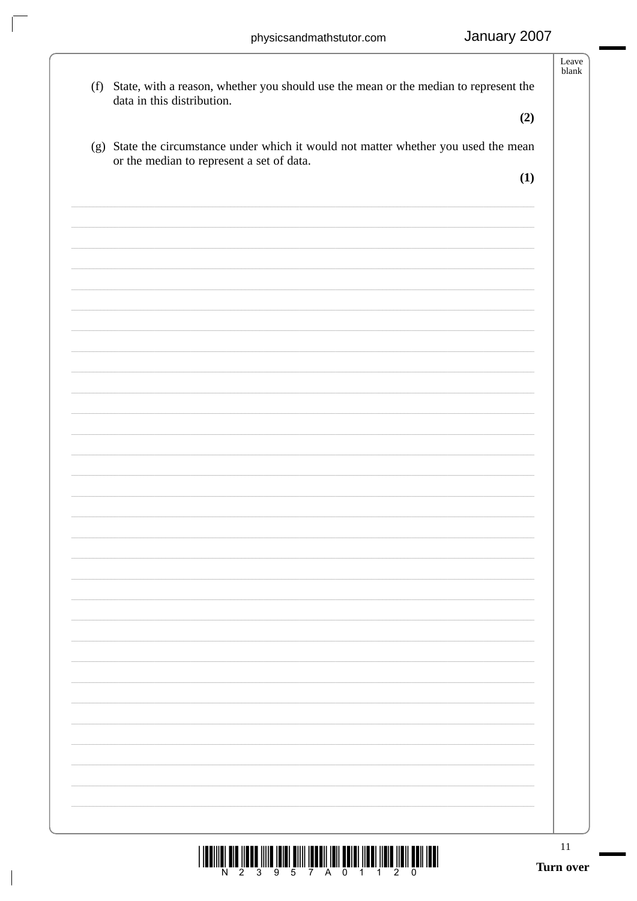(f) State, with a reason, whether you should use the mean or the median to represent the data in this distribution.

**(2)**

(g) State the circumstance under which it would not matter whether you used the mean or the median to represent a set of data.

**(1)**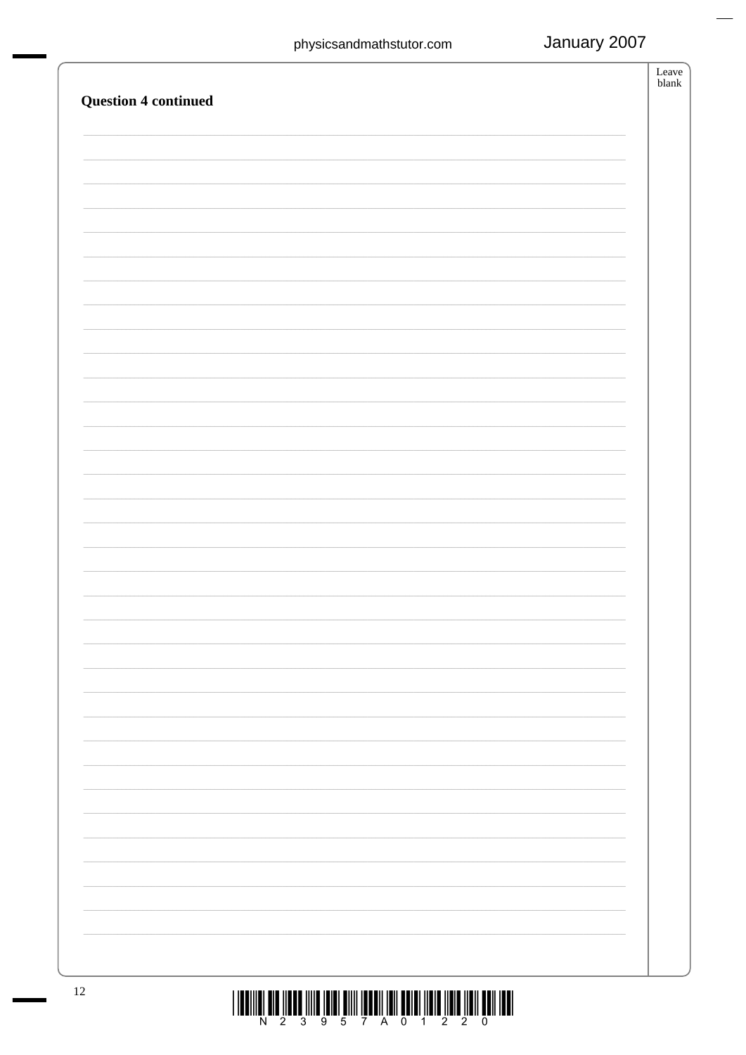**Question 4 continued**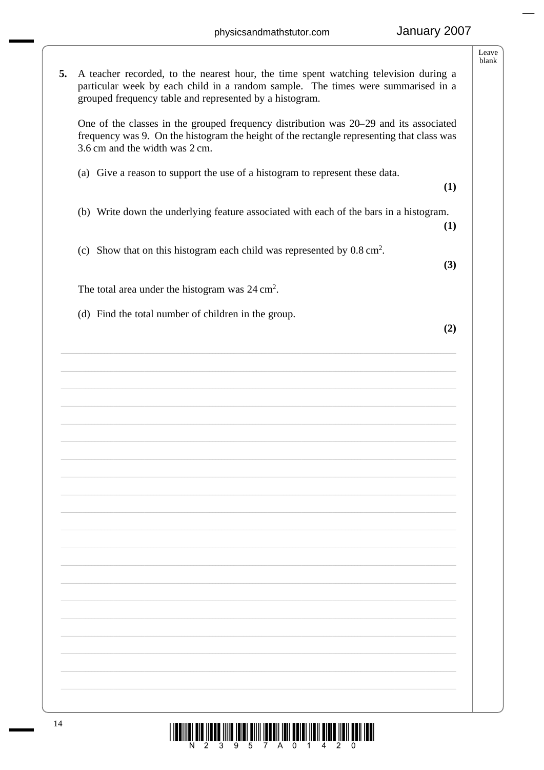**5.** A teacher recorded, to the nearest hour, the time spent watching television during a particular week by each child in a random sample. The times were summarised in a grouped frequency table and represented by a histogram.

One of the classes in the grouped frequency distribution was 20–29 and its associated frequency was 9. On the histogram the height of the rectangle representing that class was 3.6 cm and the width was 2 cm.

(a) Give a reason to support the use of a histogram to represent these data.
**(1)**

(b) Write down the underlying feature associated with each of the bars in a histogram.
**(1)**

(c) Show that on this histogram each child was represented by $0.8 \text{ cm}^2$.
**(3)**

The total area under the histogram was $24 \text{ cm}^2$.

(d) Find the total number of children in the group.
**(2)**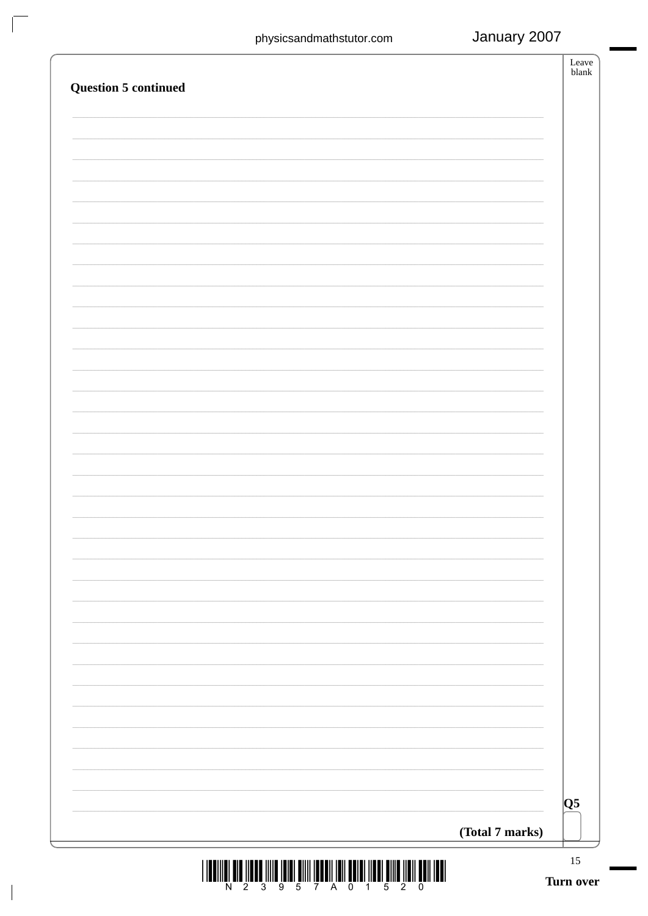**Question 5 continued**

**Q5**

**(Total 7 marks)**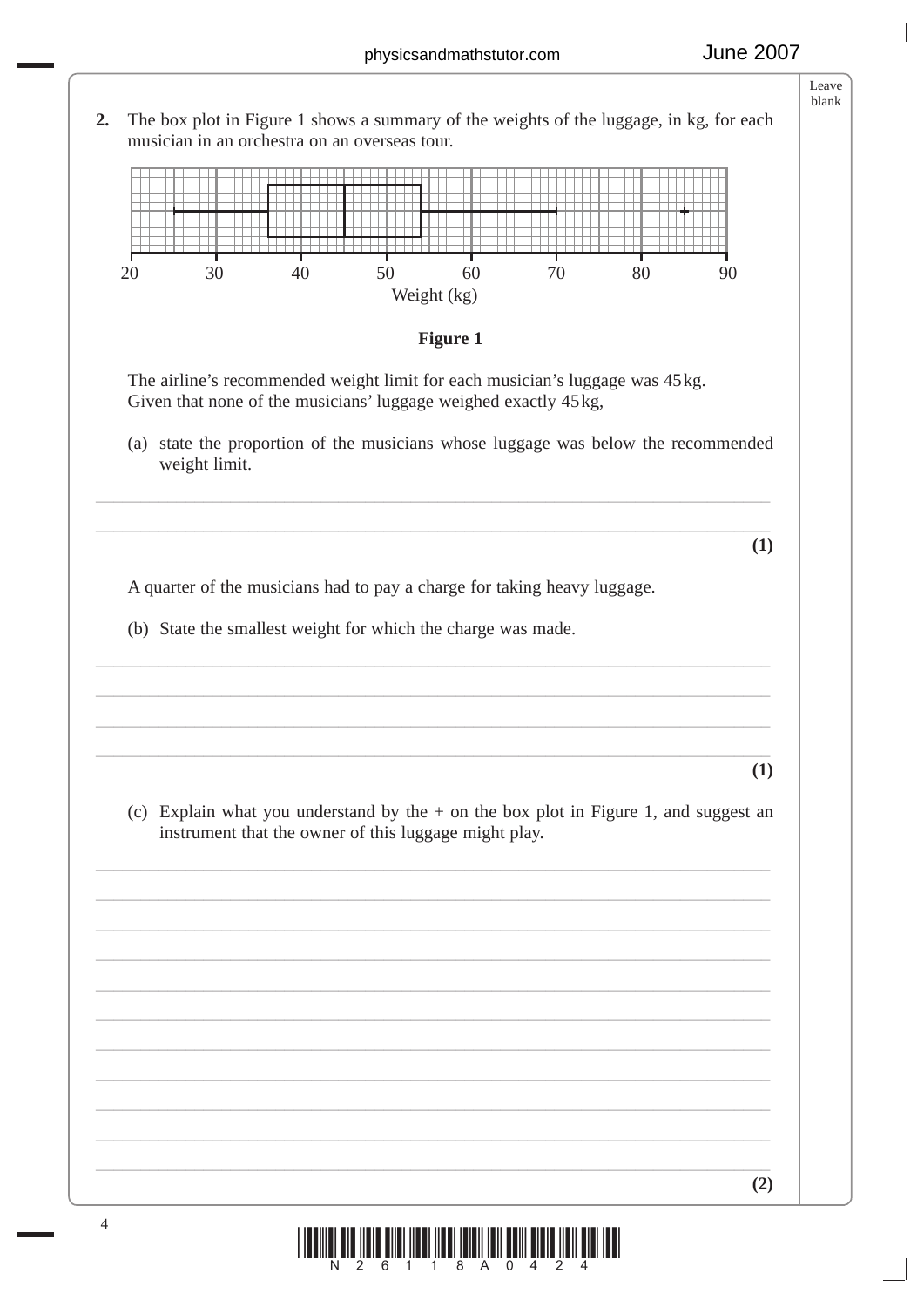**2.** The box plot in Figure 1 shows a summary of the weights of the luggage, in kg, for each musician in an orchestra on an overseas tour.

**Figure 1**

The airline's recommended weight limit for each musician's luggage was 45 kg. Given that none of the musicians' luggage weighed exactly 45 kg,

(a) state the proportion of the musicians whose luggage was below the recommended weight limit.

**(1)**

A quarter of the musicians had to pay a charge for taking heavy luggage.

(b) State the smallest weight for which the charge was made.

**(1)**

(c) Explain what you understand by the + on the box plot in Figure 1, and suggest an instrument that the owner of this luggage might play.

**(2)**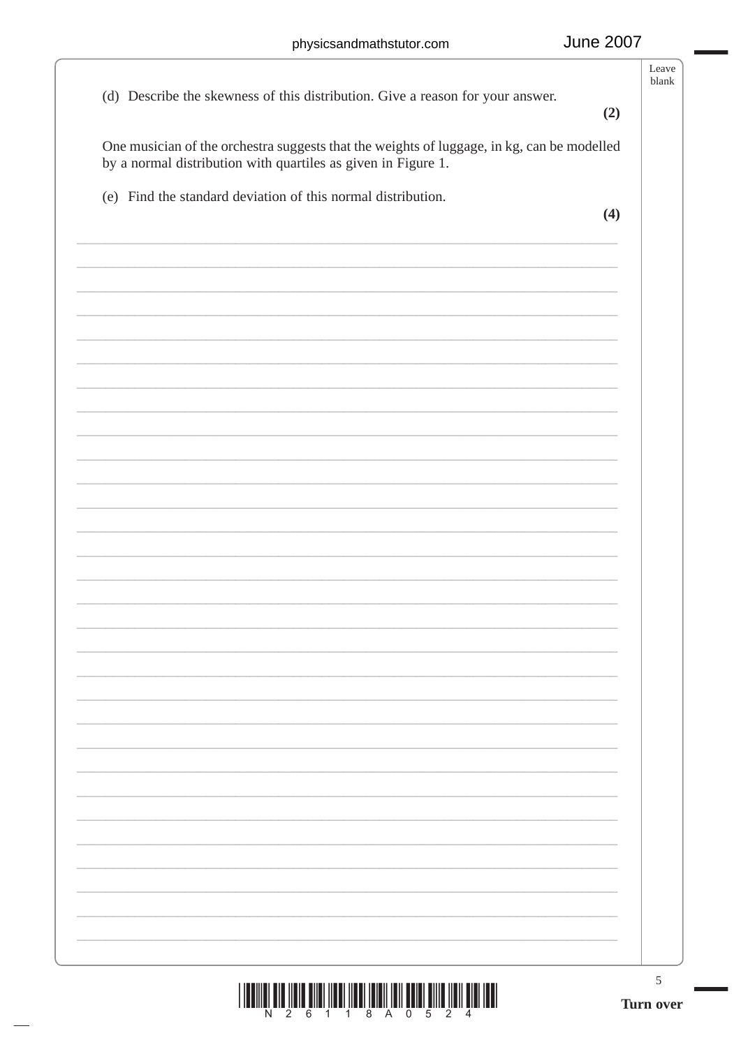(d) Describe the skewness of this distribution. Give a reason for your answer.

**(2)**

One musician of the orchestra suggests that the weights of luggage, in kg, can be modelled by a normal distribution with quartiles as given in Figure 1.

(e) Find the standard deviation of this normal distribution.

**(4)**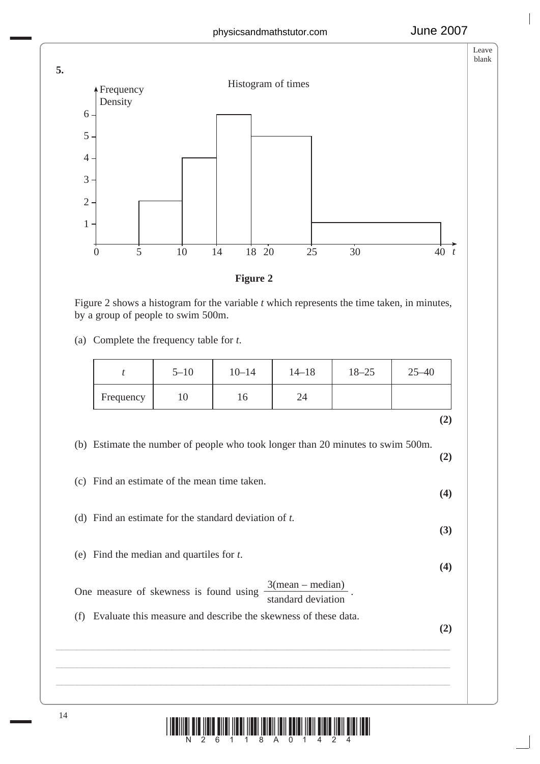**5.**

Histogram of times

Figure 2

Figure 2 shows a histogram for the variable $t$ which represents the time taken, in minutes, by a group of people to swim 500m.

(a) Complete the frequency table for $t$.

| $t$ | 5–10 | 10–14 | 14–18 | 18–25 | 25–40 |
|---|---|---|---|---|---|
| Frequency | 10 | 16 | 24 | | |

**(2)**

(b) Estimate the number of people who took longer than 20 minutes to swim 500m.
**(2)**

(c) Find an estimate of the mean time taken.
**(4)**

(d) Find an estimate for the standard deviation of $t$.
**(3)**

(e) Find the median and quartiles for $t$.
**(4)**

One measure of skewness is found using $\dfrac{3(\text{mean} - \text{median})}{\text{standard deviation}}$.

(f) Evaluate this measure and describe the skewness of these data.
**(2)**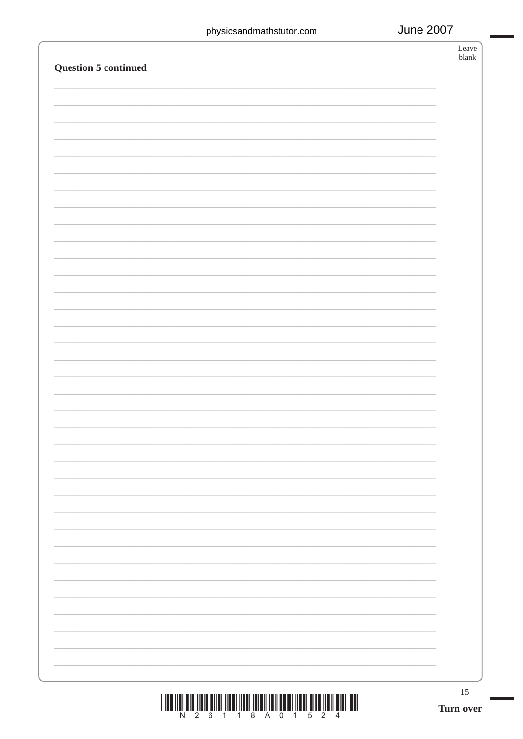**Question 5 continued**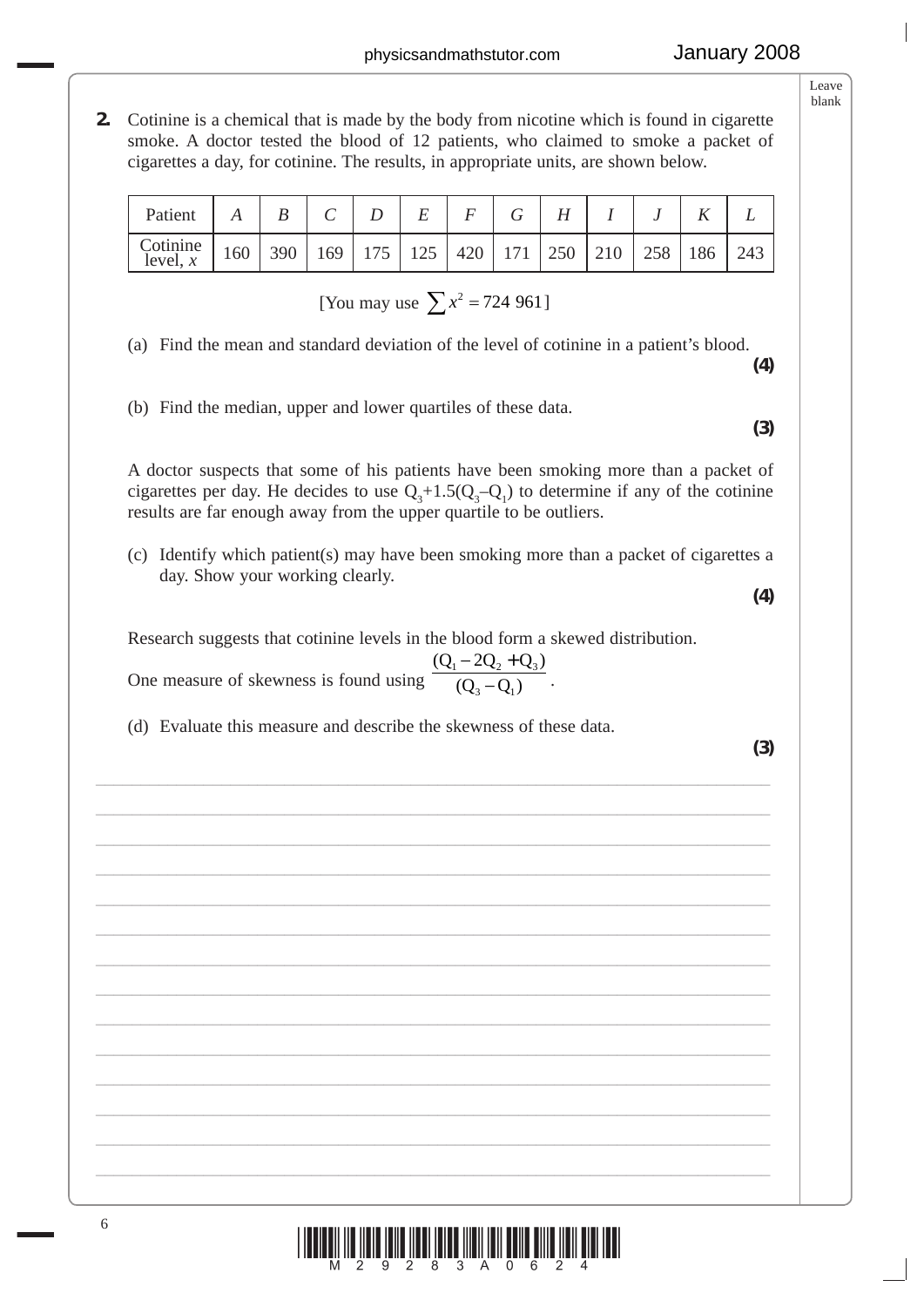**2.** Cotinine is a chemical that is made by the body from nicotine which is found in cigarette smoke. A doctor tested the blood of 12 patients, who claimed to smoke a packet of cigarettes a day, for cotinine. The results, in appropriate units, are shown below.

| Patient | *A* | *B* | *C* | *D* | *E* | *F* | *G* | *H* | *I* | *J* | *K* | *L* |
|---|---|---|---|---|---|---|---|---|---|---|---|---|
| Cotinine level, $x$ | 160 | 390 | 169 | 175 | 125 | 420 | 171 | 250 | 210 | 258 | 186 | 243 |

[You may use $\sum x^2 = 724\ 961$]

(a) Find the mean and standard deviation of the level of cotinine in a patient's blood. **(4)**

(b) Find the median, upper and lower quartiles of these data. **(3)**

A doctor suspects that some of his patients have been smoking more than a packet of cigarettes per day. He decides to use $Q_3+1.5(Q_3–Q_1)$ to determine if any of the cotinine results are far enough away from the upper quartile to be outliers.

(c) Identify which patient(s) may have been smoking more than a packet of cigarettes a day. Show your working clearly. **(4)**

Research suggests that cotinine levels in the blood form a skewed distribution.

One measure of skewness is found using $\dfrac{(Q_1 - 2Q_2 + Q_3)}{(Q_3 - Q_1)}$.

(d) Evaluate this measure and describe the skewness of these data. **(3)**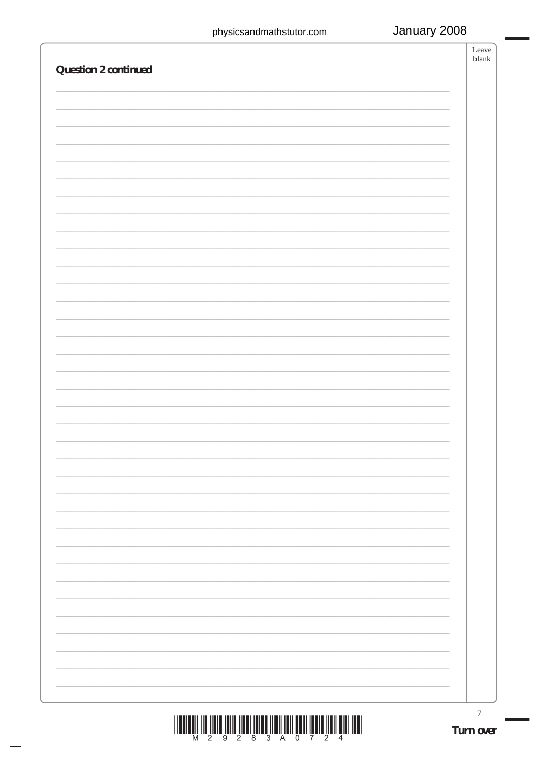**Question 2 continued**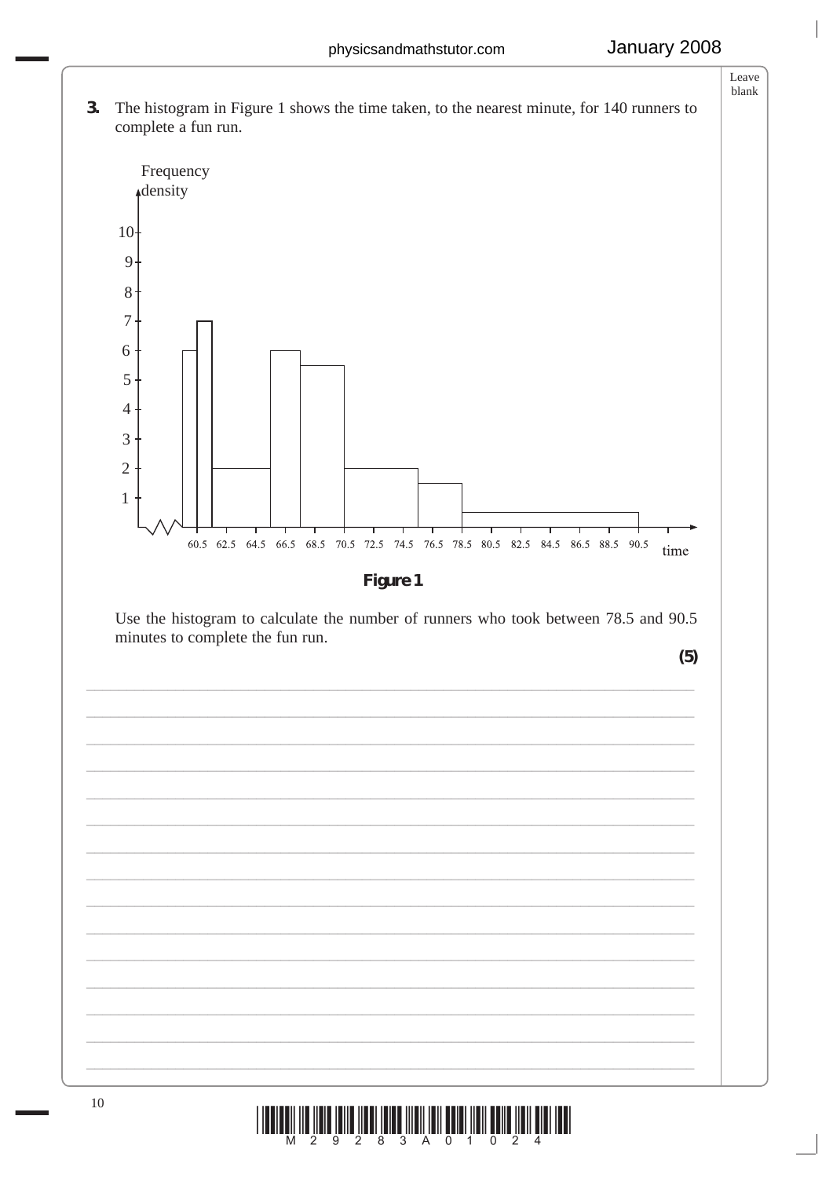**3.** The histogram in Figure 1 shows the time taken, to the nearest minute, for 140 runners to complete a fun run.

**Figure 1**

Use the histogram to calculate the number of runners who took between 78.5 and 90.5 minutes to complete the fun run.

**(5)**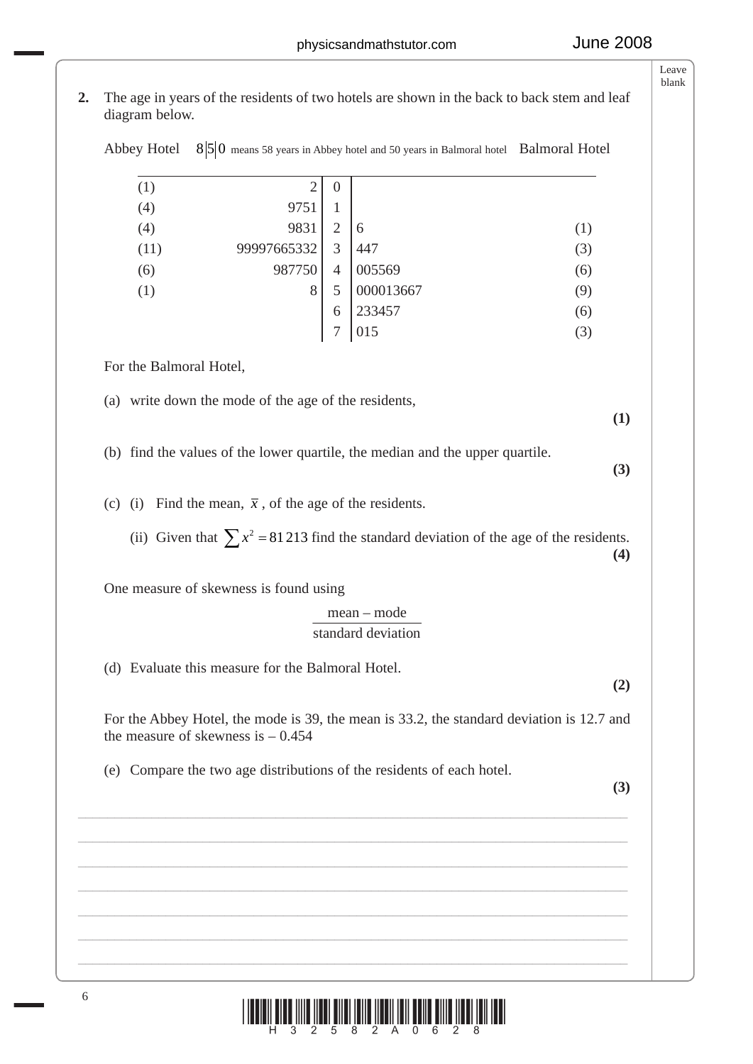**2.** The age in years of the residents of two hotels are shown in the back to back stem and leaf diagram below.

Abbey Hotel   8|5|0 means 58 years in Abbey hotel and 50 years in Balmoral hotel   Balmoral Hotel

| | Abbey Hotel | Stem | Balmoral Hotel | |
|---|---|---|---|---|
| (1) | 2 | 0 | | |
| (4) | 9751 | 1 | | |
| (4) | 9831 | 2 | 6 | (1) |
| (11) | 99997665332 | 3 | 447 | (3) |
| (6) | 987750 | 4 | 005569 | (6) |
| (1) | 8 | 5 | 000013667 | (9) |
| | | 6 | 233457 | (6) |
| | | 7 | 015 | (3) |

For the Balmoral Hotel,

(a) write down the mode of the age of the residents, **(1)**

(b) find the values of the lower quartile, the median and the upper quartile. **(3)**

(c) (i) Find the mean, $\bar{x}$, of the age of the residents.

(ii) Given that $\sum x^2 = 81\,213$ find the standard deviation of the age of the residents. **(4)**

One measure of skewness is found using

$$\frac{\text{mean} - \text{mode}}{\text{standard deviation}}$$

(d) Evaluate this measure for the Balmoral Hotel. **(2)**

For the Abbey Hotel, the mode is 39, the mean is 33.2, the standard deviation is 12.7 and the measure of skewness is – 0.454

(e) Compare the two age distributions of the residents of each hotel. **(3)**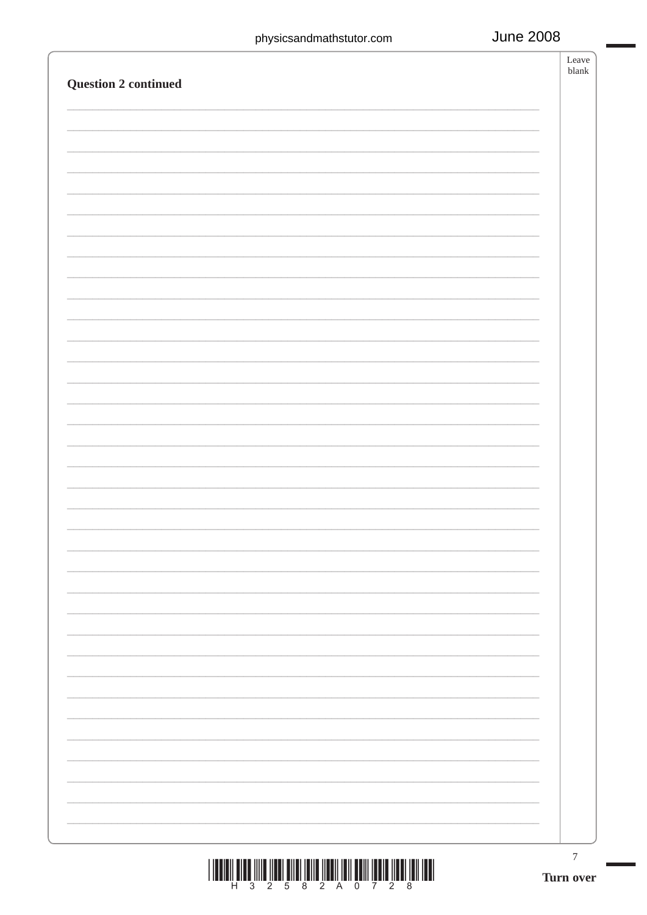**Question 2 continued**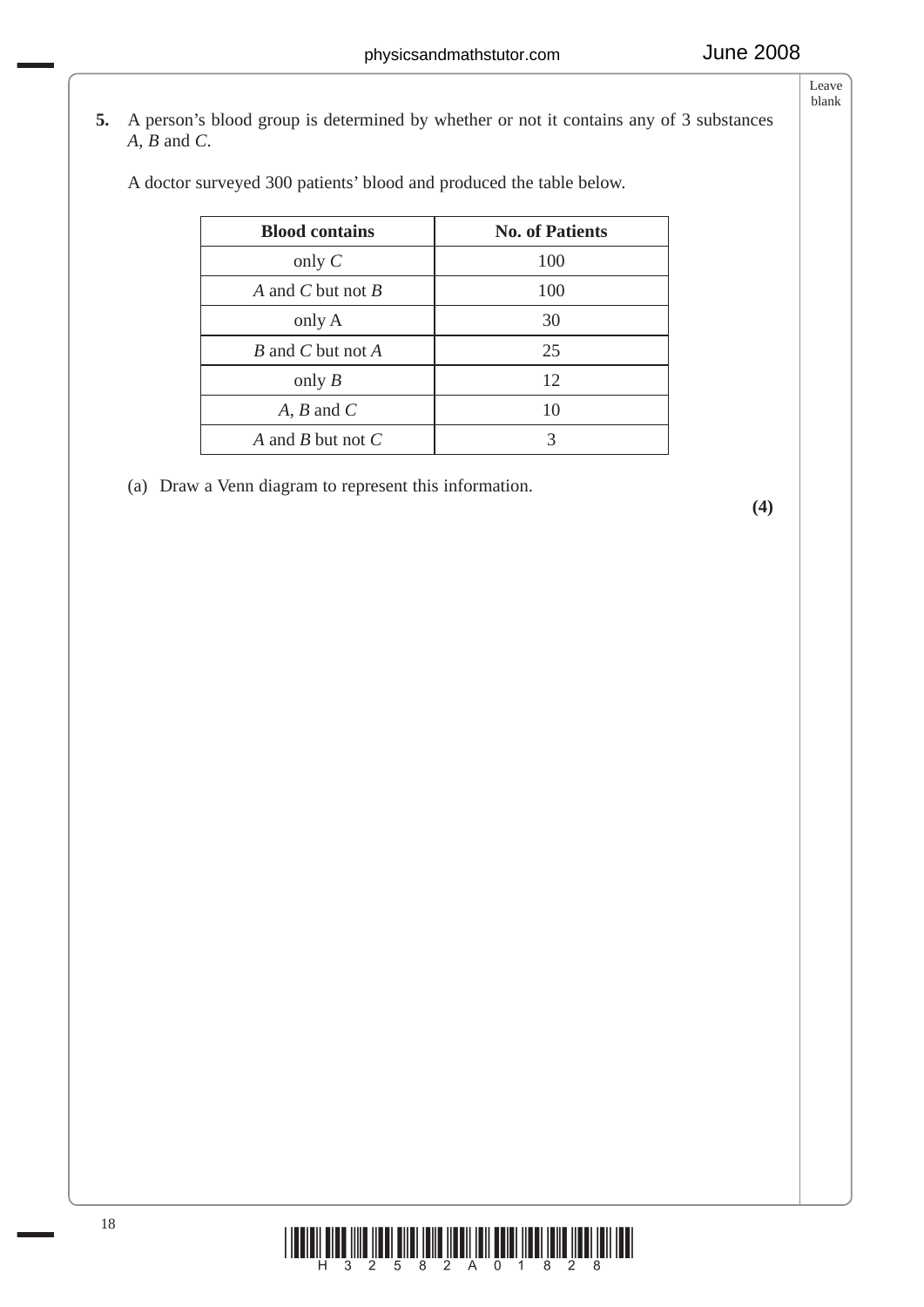**5.** A person's blood group is determined by whether or not it contains any of 3 substances $A$, $B$ and $C$.

A doctor surveyed 300 patients' blood and produced the table below.

| **Blood contains** | **No. of Patients** |
|---|---|
| only $C$ | 100 |
| $A$ and $C$ but not $B$ | 100 |
| only A | 30 |
| $B$ and $C$ but not $A$ | 25 |
| only $B$ | 12 |
| $A$, $B$ and $C$ | 10 |
| $A$ and $B$ but not $C$ | 3 |

(a) Draw a Venn diagram to represent this information.

**(4)**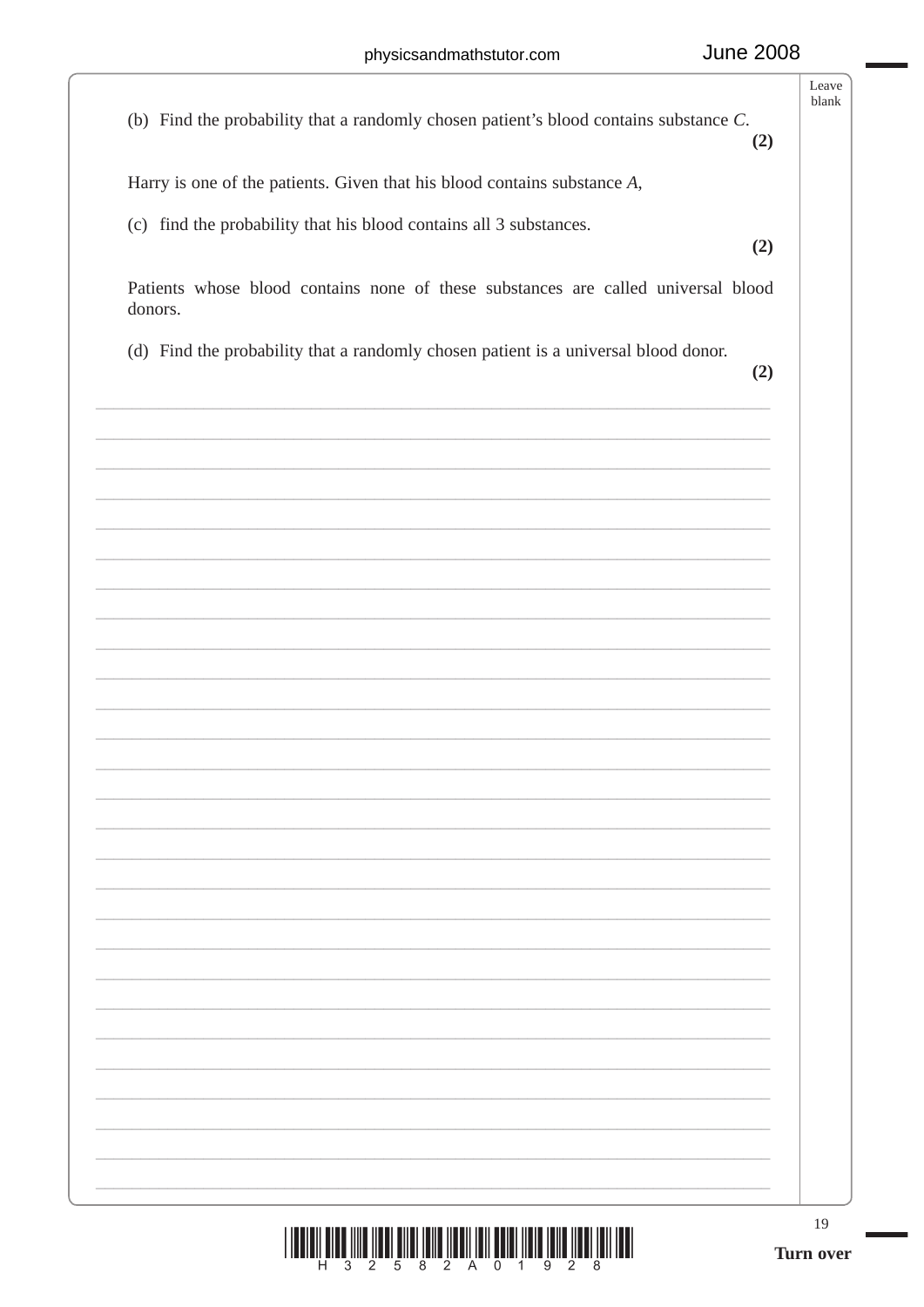(b) Find the probability that a randomly chosen patient's blood contains substance $C$.
**(2)**

Harry is one of the patients. Given that his blood contains substance $A$,

(c) find the probability that his blood contains all 3 substances.
**(2)**

Patients whose blood contains none of these substances are called universal blood donors.

(d) Find the probability that a randomly chosen patient is a universal blood donor.
**(2)**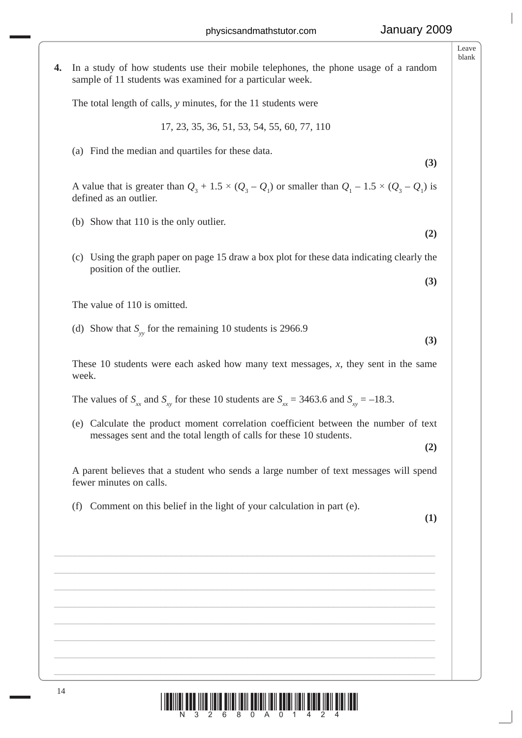**4.** In a study of how students use their mobile telephones, the phone usage of a random sample of 11 students was examined for a particular week.

The total length of calls, $y$ minutes, for the 11 students were

17, 23, 35, 36, 51, 53, 54, 55, 60, 77, 110

(a) Find the median and quartiles for these data.
**(3)**

A value that is greater than $Q_3 + 1.5 \times (Q_3 - Q_1)$ or smaller than $Q_1 - 1.5 \times (Q_3 - Q_1)$ is defined as an outlier.

(b) Show that 110 is the only outlier.
**(2)**

(c) Using the graph paper on page 15 draw a box plot for these data indicating clearly the position of the outlier.
**(3)**

The value of 110 is omitted.

(d) Show that $S_{yy}$ for the remaining 10 students is 2966.9
**(3)**

These 10 students were each asked how many text messages, $x$, they sent in the same week.

The values of $S_{xx}$ and $S_{xy}$ for these 10 students are $S_{xx} = 3463.6$ and $S_{xy} = -18.3$.

(e) Calculate the product moment correlation coefficient between the number of text messages sent and the total length of calls for these 10 students.
**(2)**

A parent believes that a student who sends a large number of text messages will spend fewer minutes on calls.

(f) Comment on this belief in the light of your calculation in part (e).
**(1)**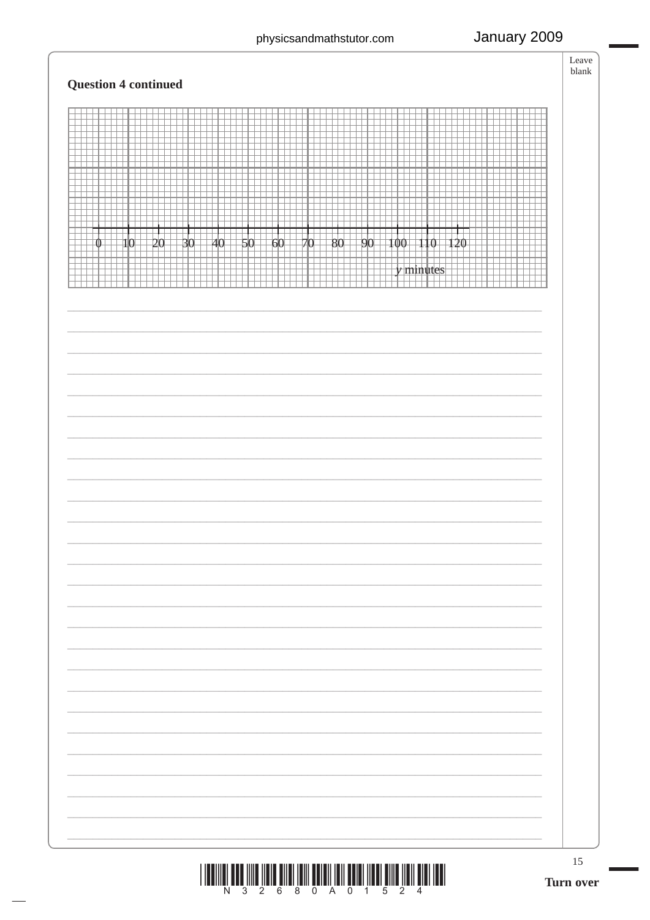**Question 4 continued**

0 10 20 30 40 50 60 70 80 90 100 110 120

$y$ minutes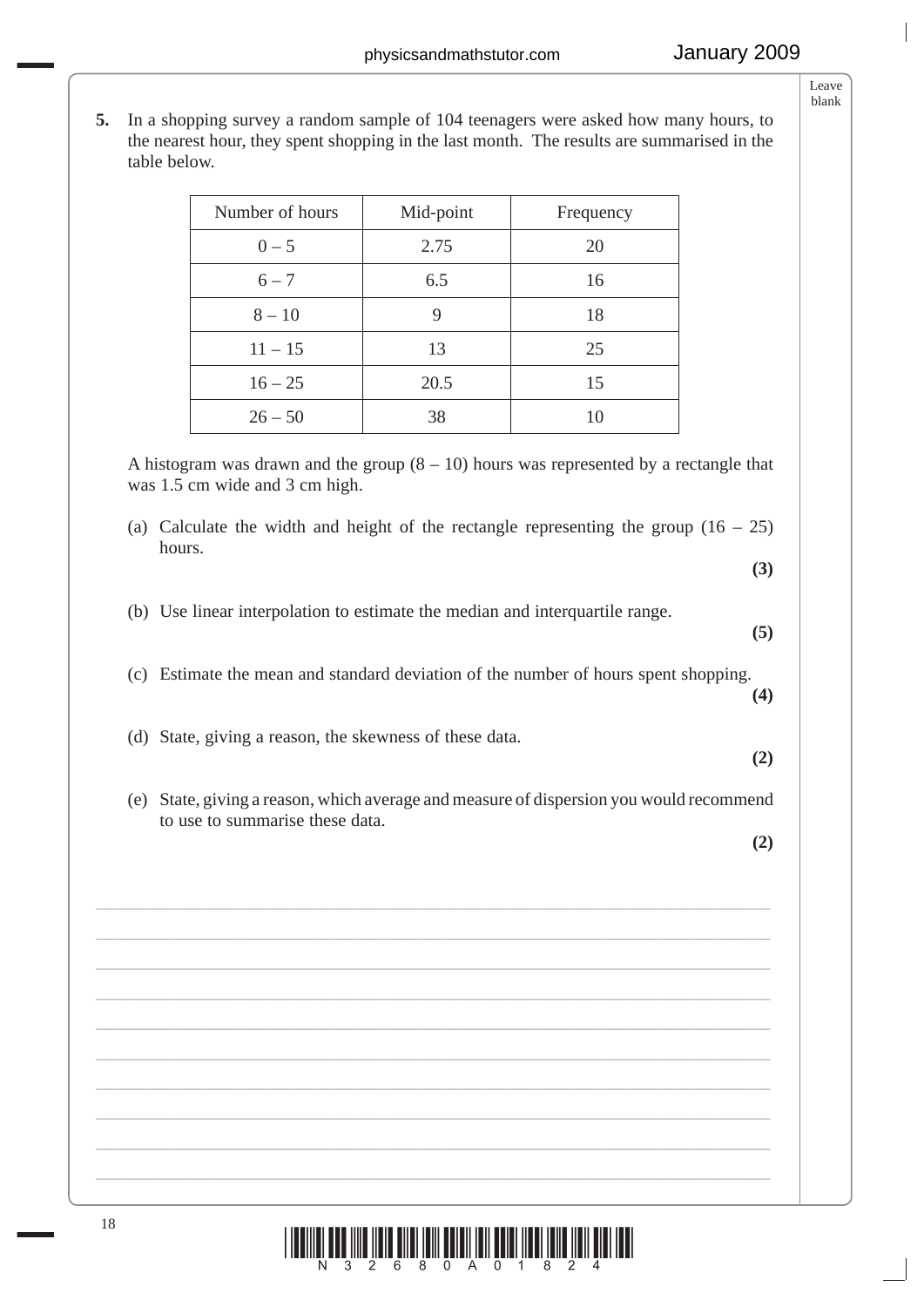**5.** In a shopping survey a random sample of 104 teenagers were asked how many hours, to the nearest hour, they spent shopping in the last month. The results are summarised in the table below.

| Number of hours | Mid-point | Frequency |
|---|---|---|
| 0 – 5 | 2.75 | 20 |
| 6 – 7 | 6.5 | 16 |
| 8 – 10 | 9 | 18 |
| 11 – 15 | 13 | 25 |
| 16 – 25 | 20.5 | 15 |
| 26 – 50 | 38 | 10 |

A histogram was drawn and the group (8 – 10) hours was represented by a rectangle that was 1.5 cm wide and 3 cm high.

(a) Calculate the width and height of the rectangle representing the group (16 – 25) hours.
**(3)**

(b) Use linear interpolation to estimate the median and interquartile range.
**(5)**

(c) Estimate the mean and standard deviation of the number of hours spent shopping.
**(4)**

(d) State, giving a reason, the skewness of these data.
**(2)**

(e) State, giving a reason, which average and measure of dispersion you would recommend to use to summarise these data.
**(2)**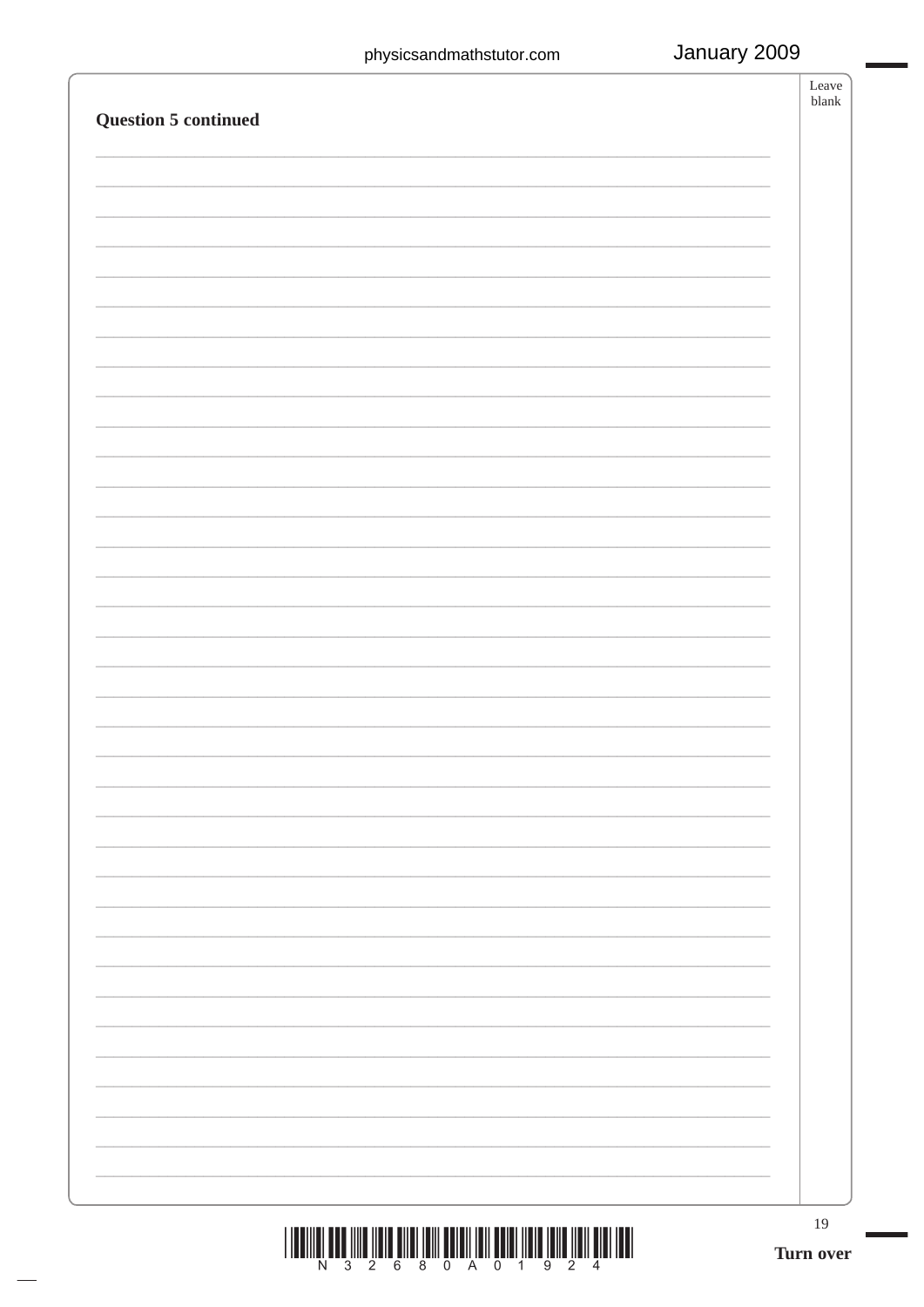**Question 5 continued**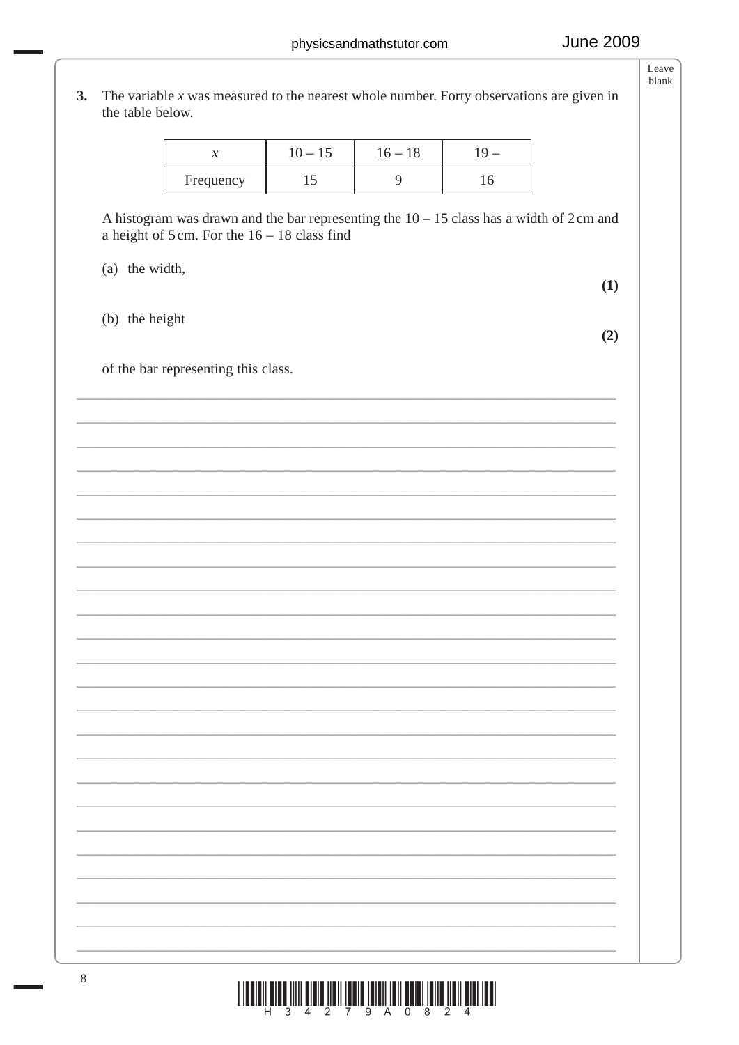**3.** The variable $x$ was measured to the nearest whole number. Forty observations are given in the table below.

| $x$ | 10 – 15 | 16 – 18 | 19 – |
|---|---|---|---|
| Frequency | 15 | 9 | 16 |

A histogram was drawn and the bar representing the 10 – 15 class has a width of 2 cm and a height of 5 cm. For the 16 – 18 class find

(a) the width, **(1)**

(b) the height **(2)**

of the bar representing this class.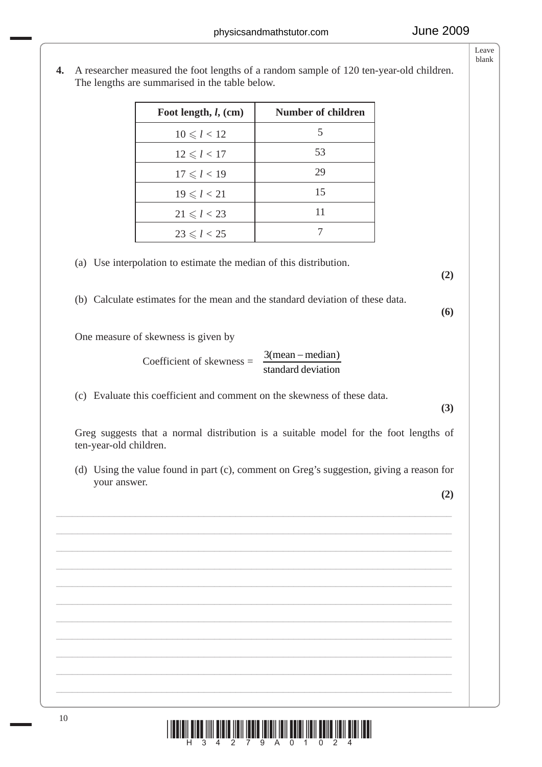**4.** A researcher measured the foot lengths of a random sample of 120 ten-year-old children. The lengths are summarised in the table below.

| Foot length, $l$, (cm) | Number of children |
|---|---|
| $10 \leqslant l < 12$ | 5 |
| $12 \leqslant l < 17$ | 53 |
| $17 \leqslant l < 19$ | 29 |
| $19 \leqslant l < 21$ | 15 |
| $21 \leqslant l < 23$ | 11 |
| $23 \leqslant l < 25$ | 7 |

(a) Use interpolation to estimate the median of this distribution.
**(2)**

(b) Calculate estimates for the mean and the standard deviation of these data.
**(6)**

One measure of skewness is given by

$$\text{Coefficient of skewness} = \frac{3(\text{mean} - \text{median})}{\text{standard deviation}}$$

(c) Evaluate this coefficient and comment on the skewness of these data.
**(3)**

Greg suggests that a normal distribution is a suitable model for the foot lengths of ten-year-old children.

(d) Using the value found in part (c), comment on Greg's suggestion, giving a reason for your answer.
**(2)**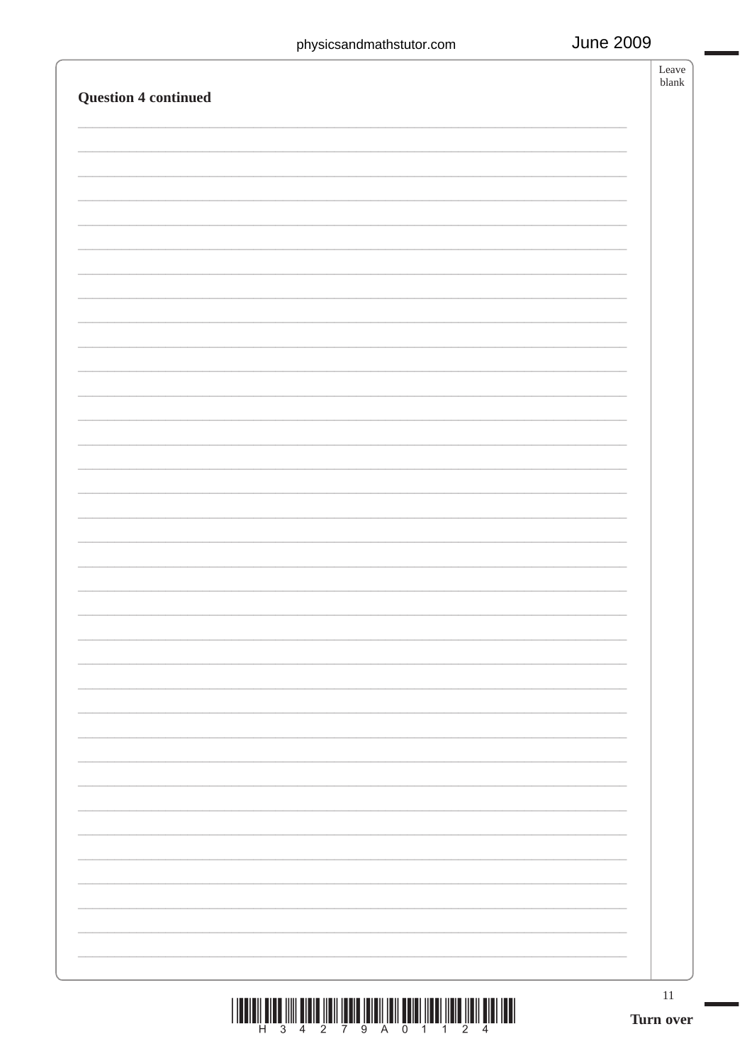**Question 4 continued**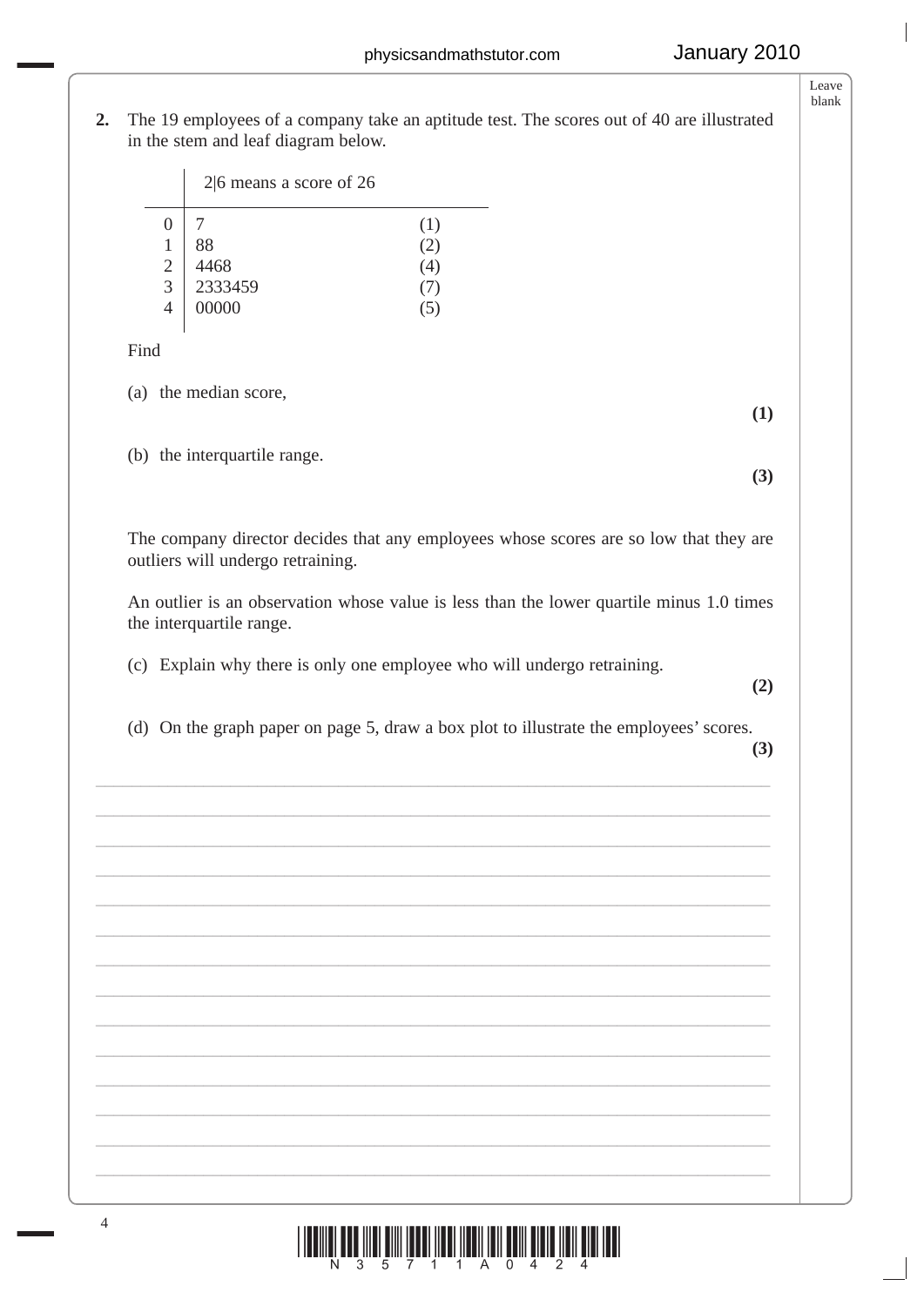**2.** The 19 employees of a company take an aptitude test. The scores out of 40 are illustrated in the stem and leaf diagram below.

| | 2\|6 means a score of 26 | |
|---|---|---|
| 0 | 7 | (1) |
| 1 | 88 | (2) |
| 2 | 4468 | (4) |
| 3 | 2333459 | (7) |
| 4 | 00000 | (5) |

Find

(a) the median score,
**(1)**

(b) the interquartile range.
**(3)**

The company director decides that any employees whose scores are so low that they are outliers will undergo retraining.

An outlier is an observation whose value is less than the lower quartile minus 1.0 times the interquartile range.

(c) Explain why there is only one employee who will undergo retraining.
**(2)**

(d) On the graph paper on page 5, draw a box plot to illustrate the employees' scores.
**(3)**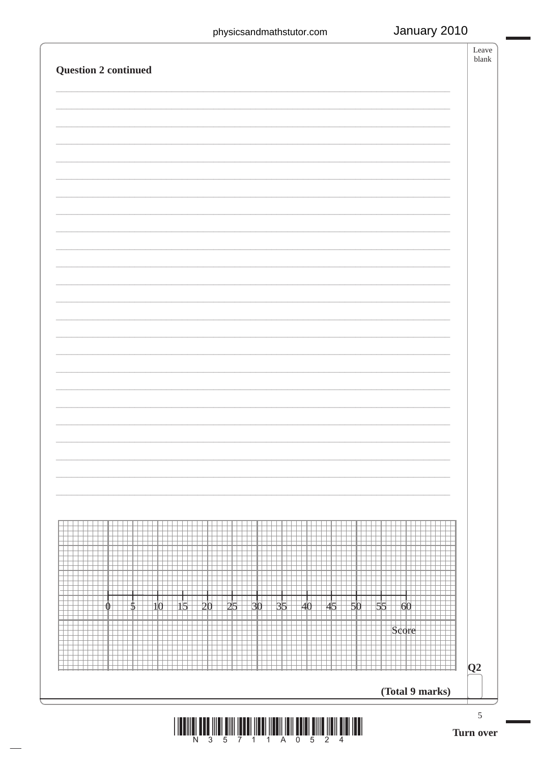**Question 2 continued**

0 5 10 15 20 25 30 35 40 45 50 55 60

Score

**Q2**

**(Total 9 marks)**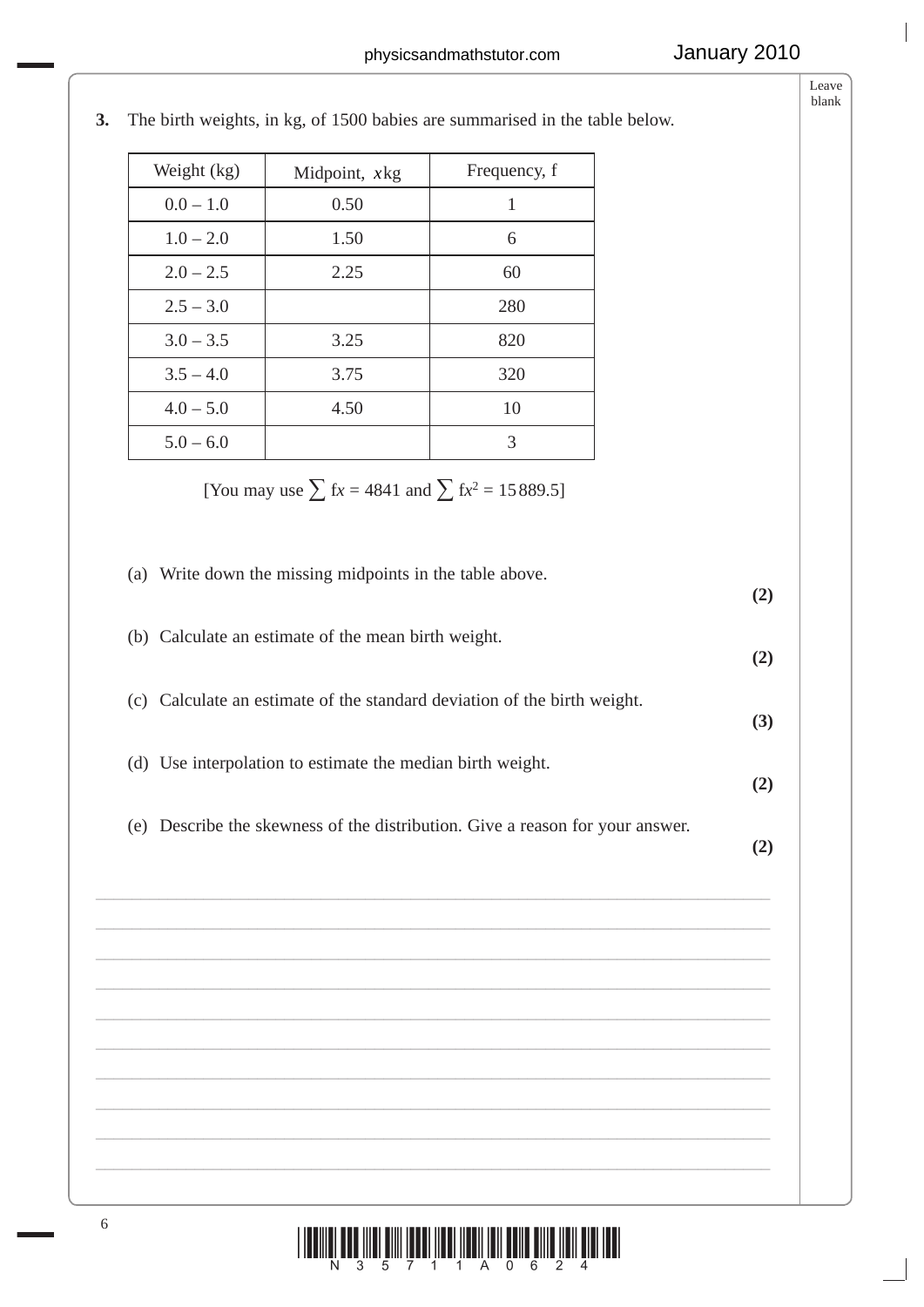**3.** The birth weights, in kg, of 1500 babies are summarised in the table below.

| Weight (kg) | Midpoint, $x$ kg | Frequency, f |
|---|---|---|
| 0.0 – 1.0 | 0.50 | 1 |
| 1.0 – 2.0 | 1.50 | 6 |
| 2.0 – 2.5 | 2.25 | 60 |
| 2.5 – 3.0 | | 280 |
| 3.0 – 3.5 | 3.25 | 820 |
| 3.5 – 4.0 | 3.75 | 320 |
| 4.0 – 5.0 | 4.50 | 10 |
| 5.0 – 6.0 | | 3 |

[You may use $\sum fx = 4841$ and $\sum fx^2 = 15\,889.5$]

(a) Write down the missing midpoints in the table above. **(2)**

(b) Calculate an estimate of the mean birth weight. **(2)**

(c) Calculate an estimate of the standard deviation of the birth weight. **(3)**

(d) Use interpolation to estimate the median birth weight. **(2)**

(e) Describe the skewness of the distribution. Give a reason for your answer. **(2)**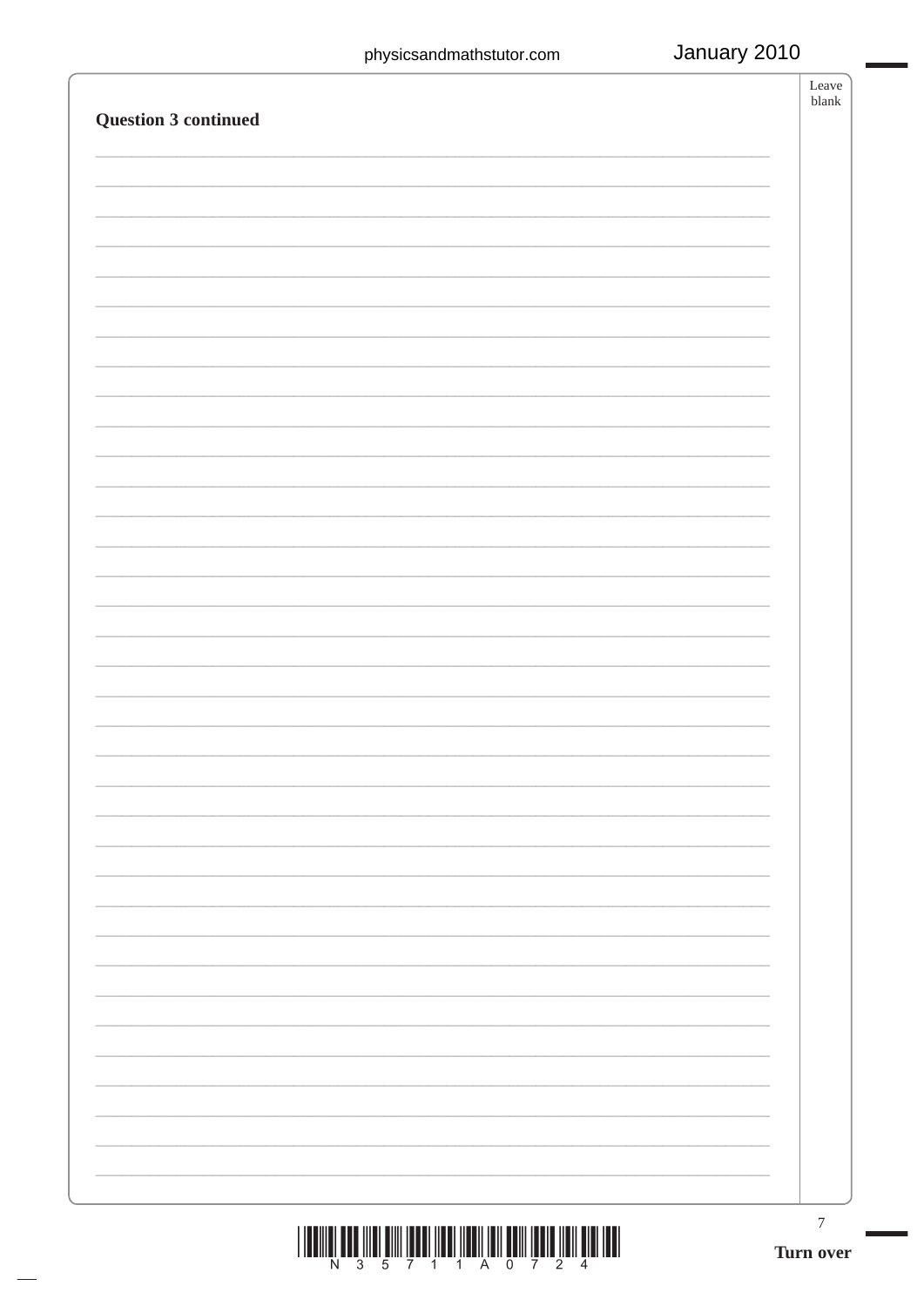**Question 3 continued**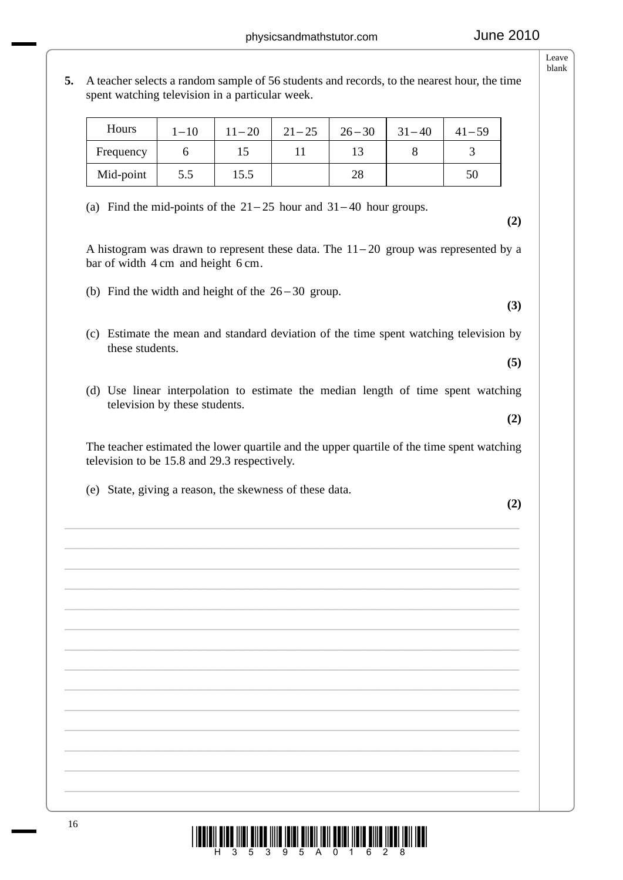**5.** A teacher selects a random sample of 56 students and records, to the nearest hour, the time spent watching television in a particular week.

| Hours | $1-10$ | $11-20$ | $21-25$ | $26-30$ | $31-40$ | $41-59$ |
|---|---|---|---|---|---|---|
| Frequency | 6 | 15 | 11 | 13 | 8 | 3 |
| Mid-point | 5.5 | 15.5 | | 28 | | 50 |

(a) Find the mid-points of the $21-25$ hour and $31-40$ hour groups.
**(2)**

A histogram was drawn to represent these data. The $11-20$ group was represented by a bar of width 4 cm and height 6 cm.

(b) Find the width and height of the $26-30$ group.
**(3)**

(c) Estimate the mean and standard deviation of the time spent watching television by these students.
**(5)**

(d) Use linear interpolation to estimate the median length of time spent watching television by these students.
**(2)**

The teacher estimated the lower quartile and the upper quartile of the time spent watching television to be 15.8 and 29.3 respectively.

(e) State, giving a reason, the skewness of these data.
**(2)**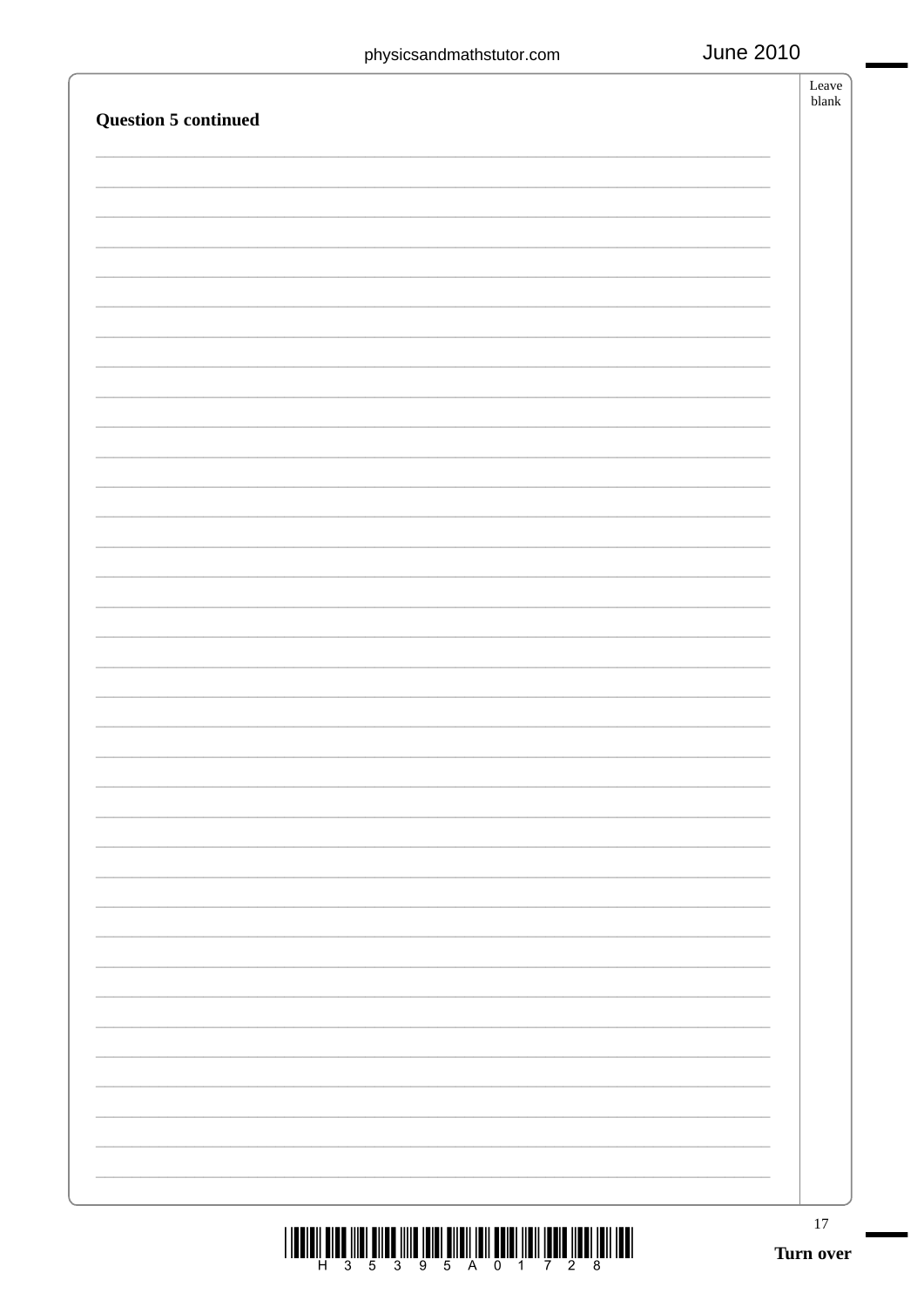**Question 5 continued**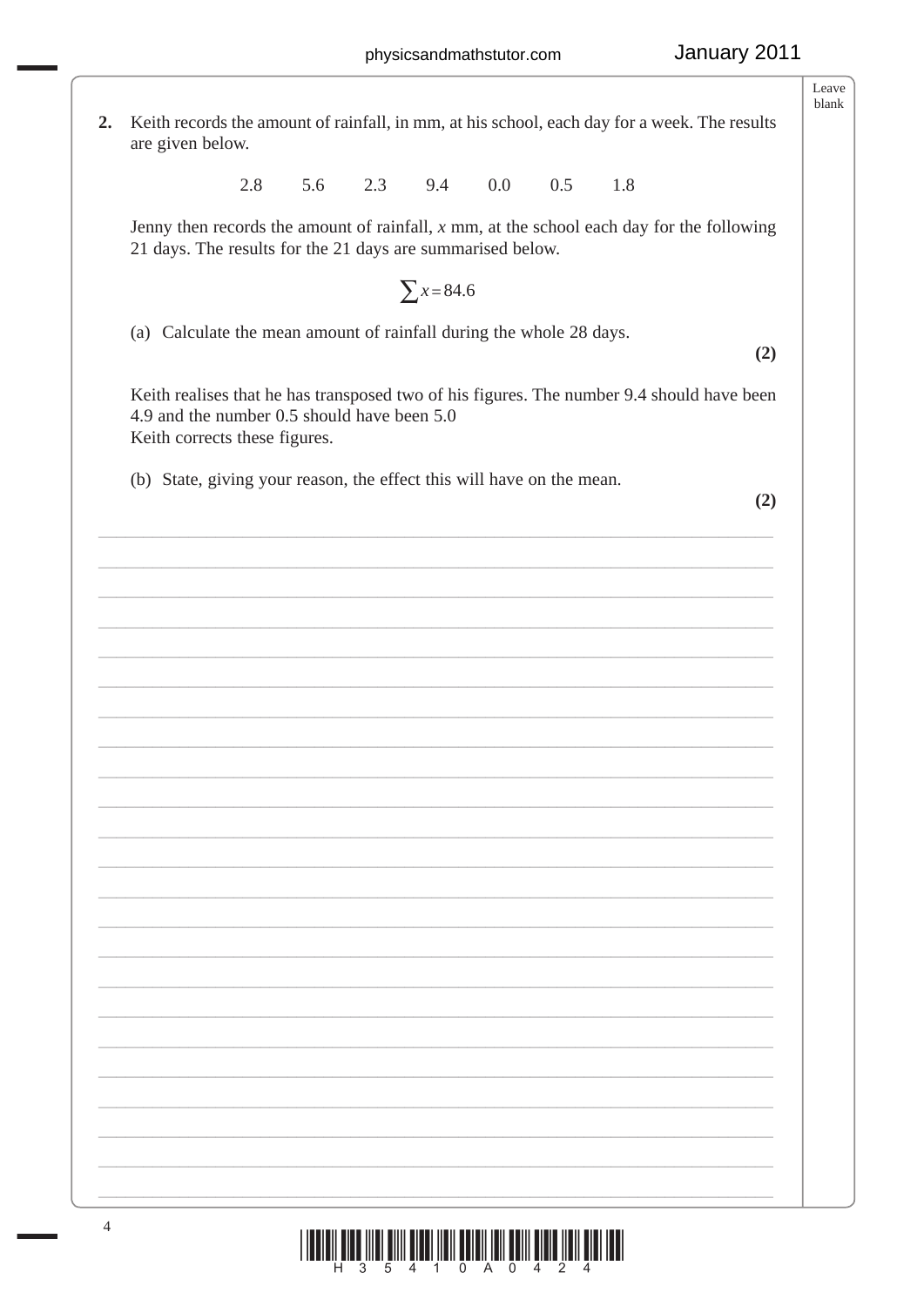**2.** Keith records the amount of rainfall, in mm, at his school, each day for a week. The results are given below.

2.8 5.6 2.3 9.4 0.0 0.5 1.8

Jenny then records the amount of rainfall, $x$ mm, at the school each day for the following 21 days. The results for the 21 days are summarised below.

$$\sum x = 84.6$$

(a) Calculate the mean amount of rainfall during the whole 28 days. **(2)**

Keith realises that he has transposed two of his figures. The number 9.4 should have been 4.9 and the number 0.5 should have been 5.0
Keith corrects these figures.

(b) State, giving your reason, the effect this will have on the mean. **(2)**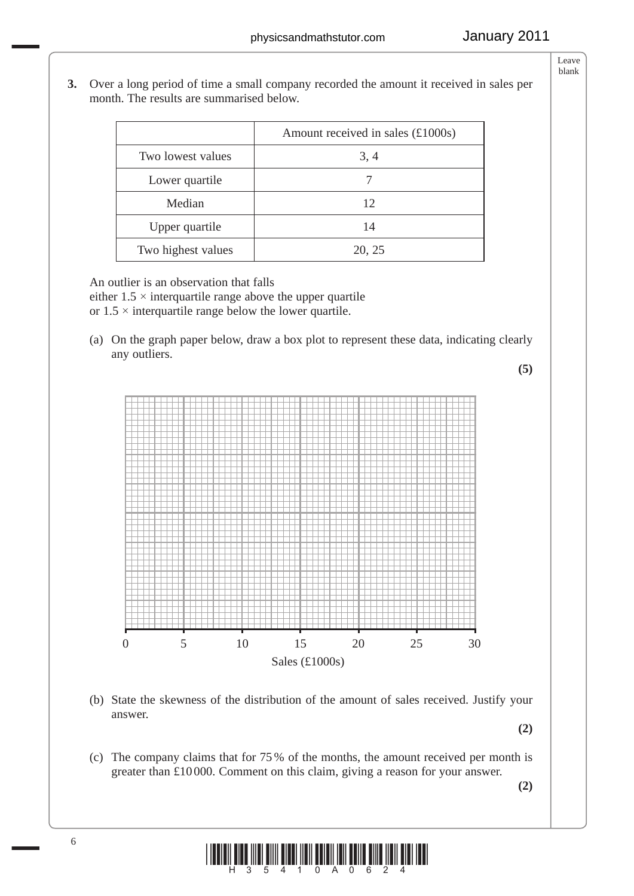**3.** Over a long period of time a small company recorded the amount it received in sales per month. The results are summarised below.

| | Amount received in sales (£1000s) |
|---|---|
| Two lowest values | 3, 4 |
| Lower quartile | 7 |
| Median | 12 |
| Upper quartile | 14 |
| Two highest values | 20, 25 |

An outlier is an observation that falls
either $1.5 \times$ interquartile range above the upper quartile
or $1.5 \times$ interquartile range below the lower quartile.

(a) On the graph paper below, draw a box plot to represent these data, indicating clearly any outliers.

**(5)**

Sales (£1000s) — axis from 0 to 30, marked at 0, 5, 10, 15, 20, 25, 30

(b) State the skewness of the distribution of the amount of sales received. Justify your answer.

**(2)**

(c) The company claims that for 75 % of the months, the amount received per month is greater than £10 000. Comment on this claim, giving a reason for your answer.

**(2)**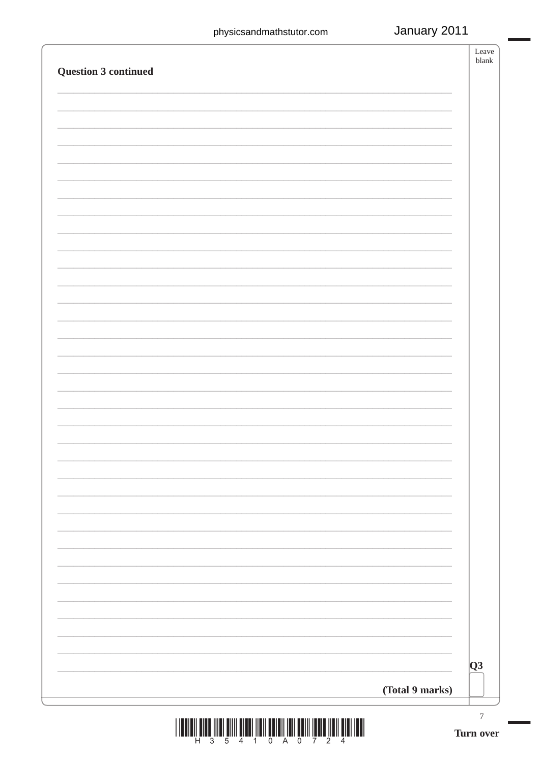**Question 3 continued**

**(Total 9 marks)**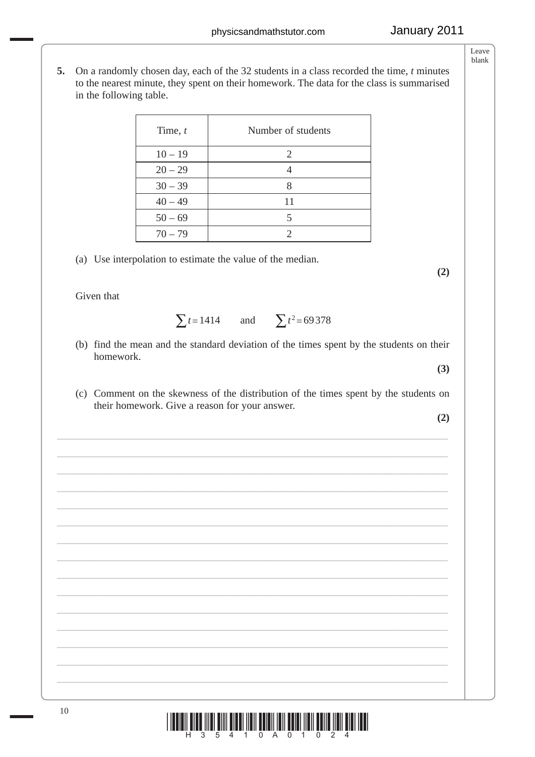**5.** On a randomly chosen day, each of the 32 students in a class recorded the time, $t$ minutes to the nearest minute, they spent on their homework. The data for the class is summarised in the following table.

| Time, $t$ | Number of students |
|---|---|
| 10 – 19 | 2 |
| 20 – 29 | 4 |
| 30 – 39 | 8 |
| 40 – 49 | 11 |
| 50 – 69 | 5 |
| 70 – 79 | 2 |

(a) Use interpolation to estimate the value of the median.
**(2)**

Given that

$$\sum t = 1414 \qquad \text{and} \qquad \sum t^2 = 69\,378$$

(b) find the mean and the standard deviation of the times spent by the students on their homework.
**(3)**

(c) Comment on the skewness of the distribution of the times spent by the students on their homework. Give a reason for your answer.
**(2)**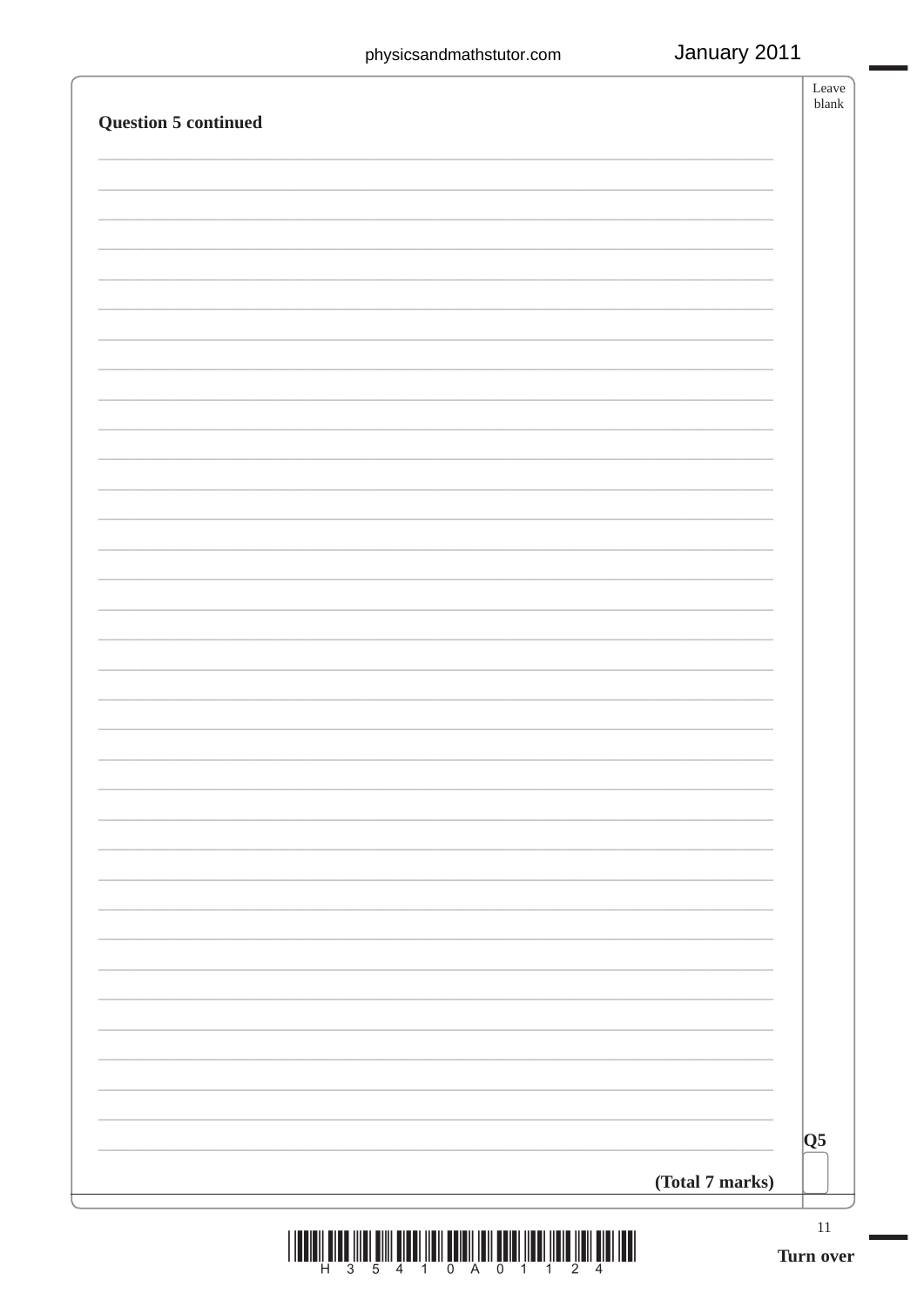**Question 5 continued**

**(Total 7 marks)**

Q5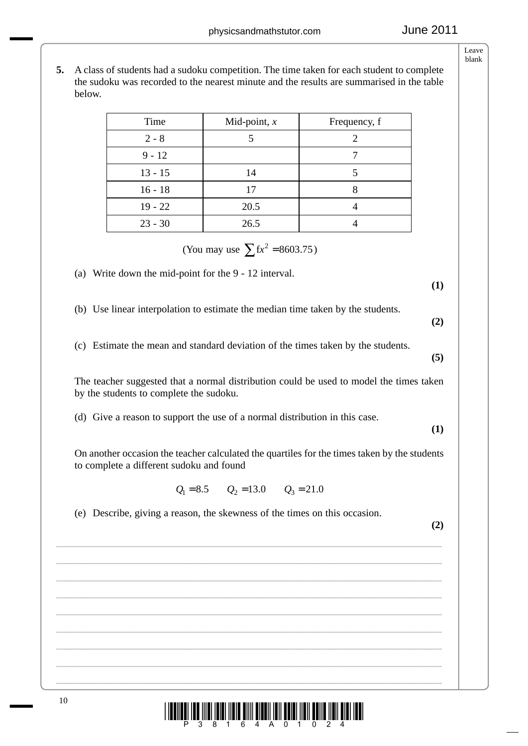**5.** A class of students had a sudoku competition. The time taken for each student to complete the sudoku was recorded to the nearest minute and the results are summarised in the table below.

| Time | Mid-point, $x$ | Frequency, f |
| --- | --- | --- |
| 2 - 8 | 5 | 2 |
| 9 - 12 | | 7 |
| 13 - 15 | 14 | 5 |
| 16 - 18 | 17 | 8 |
| 19 - 22 | 20.5 | 4 |
| 23 - 30 | 26.5 | 4 |

(You may use $\sum fx^2 = 8603.75$)

(a) Write down the mid-point for the 9 - 12 interval.
**(1)**

(b) Use linear interpolation to estimate the median time taken by the students.
**(2)**

(c) Estimate the mean and standard deviation of the times taken by the students.
**(5)**

The teacher suggested that a normal distribution could be used to model the times taken by the students to complete the sudoku.

(d) Give a reason to support the use of a normal distribution in this case.
**(1)**

On another occasion the teacher calculated the quartiles for the times taken by the students to complete a different sudoku and found

$$Q_1 = 8.5 \qquad Q_2 = 13.0 \qquad Q_3 = 21.0$$

(e) Describe, giving a reason, the skewness of the times on this occasion.
**(2)**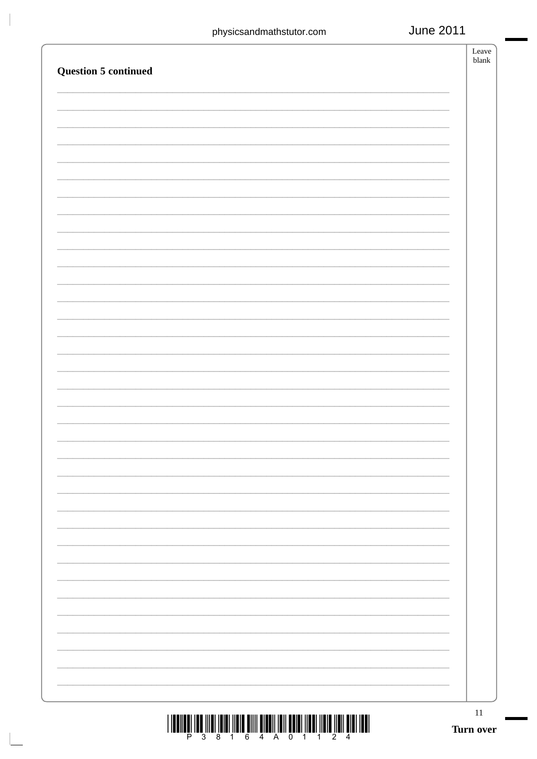**Question 5 continued**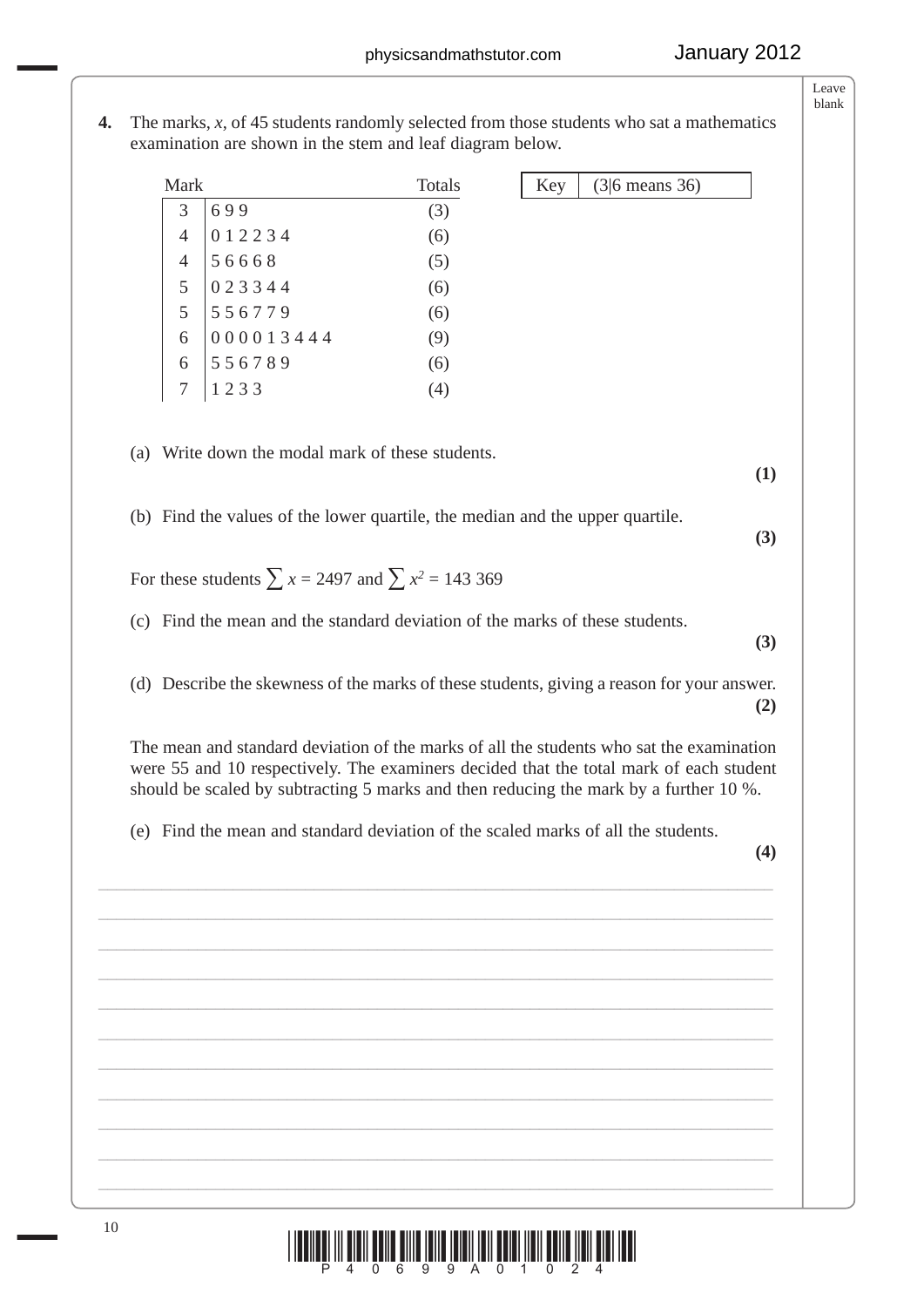**4.** The marks, $x$, of 45 students randomly selected from those students who sat a mathematics examination are shown in the stem and leaf diagram below.

| Mark | | Totals |
|---|---|---|
| 3 | 6 9 9 | (3) |
| 4 | 0 1 2 2 3 4 | (6) |
| 4 | 5 6 6 6 8 | (5) |
| 5 | 0 2 3 3 4 4 | (6) |
| 5 | 5 5 6 7 7 9 | (6) |
| 6 | 0 0 0 0 1 3 4 4 4 | (9) |
| 6 | 5 5 6 7 8 9 | (6) |
| 7 | 1 2 3 3 | (4) |

| Key | (3\|6 means 36) |
|---|---|

(a) Write down the modal mark of these students. **(1)**

(b) Find the values of the lower quartile, the median and the upper quartile. **(3)**

For these students $\sum x = 2497$ and $\sum x^2 = 143\,369$

(c) Find the mean and the standard deviation of the marks of these students. **(3)**

(d) Describe the skewness of the marks of these students, giving a reason for your answer. **(2)**

The mean and standard deviation of the marks of all the students who sat the examination were 55 and 10 respectively. The examiners decided that the total mark of each student should be scaled by subtracting 5 marks and then reducing the mark by a further 10 %.

(e) Find the mean and standard deviation of the scaled marks of all the students. **(4)**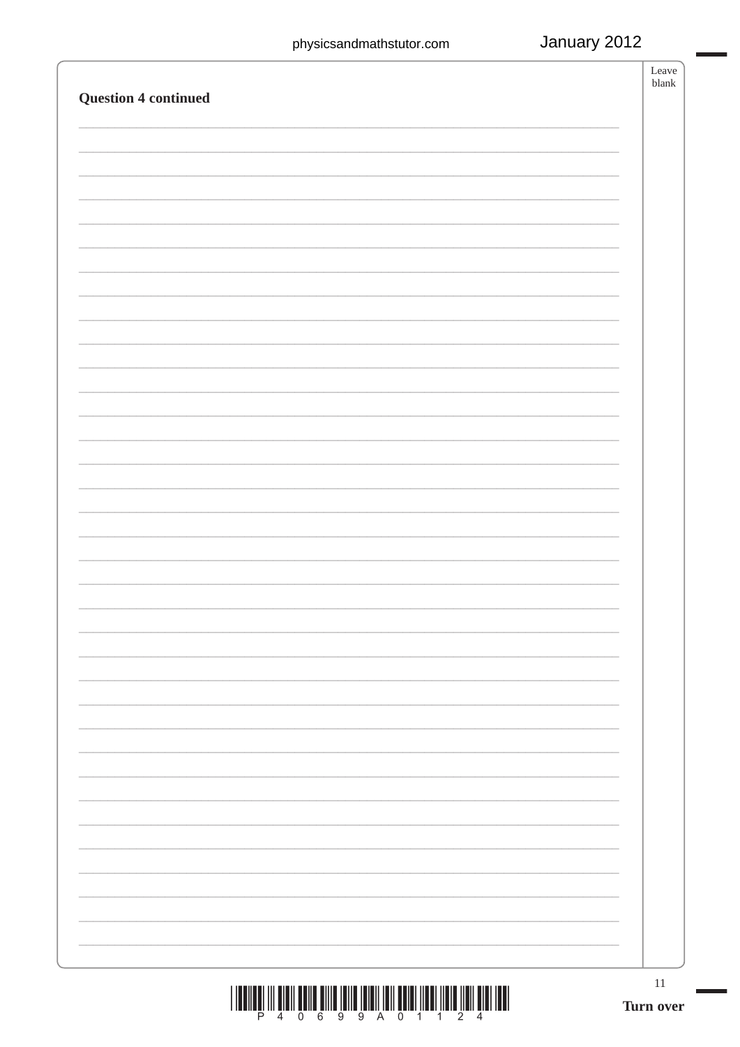**Question 4 continued**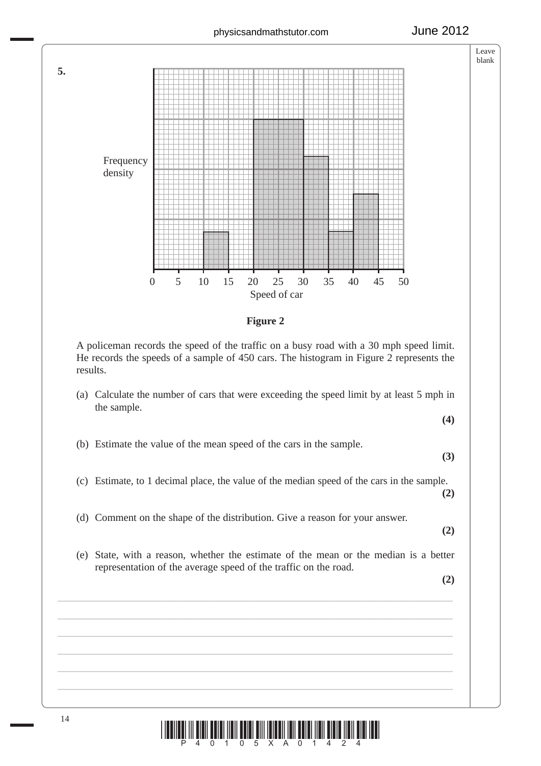**5.**

Frequency density

Speed of car

**Figure 2**

A policeman records the speed of the traffic on a busy road with a 30 mph speed limit. He records the speeds of a sample of 450 cars. The histogram in Figure 2 represents the results.

(a) Calculate the number of cars that were exceeding the speed limit by at least 5 mph in the sample. **(4)**

(b) Estimate the value of the mean speed of the cars in the sample. **(3)**

(c) Estimate, to 1 decimal place, the value of the median speed of the cars in the sample. **(2)**

(d) Comment on the shape of the distribution. Give a reason for your answer. **(2)**

(e) State, with a reason, whether the estimate of the mean or the median is a better representation of the average speed of the traffic on the road. **(2)**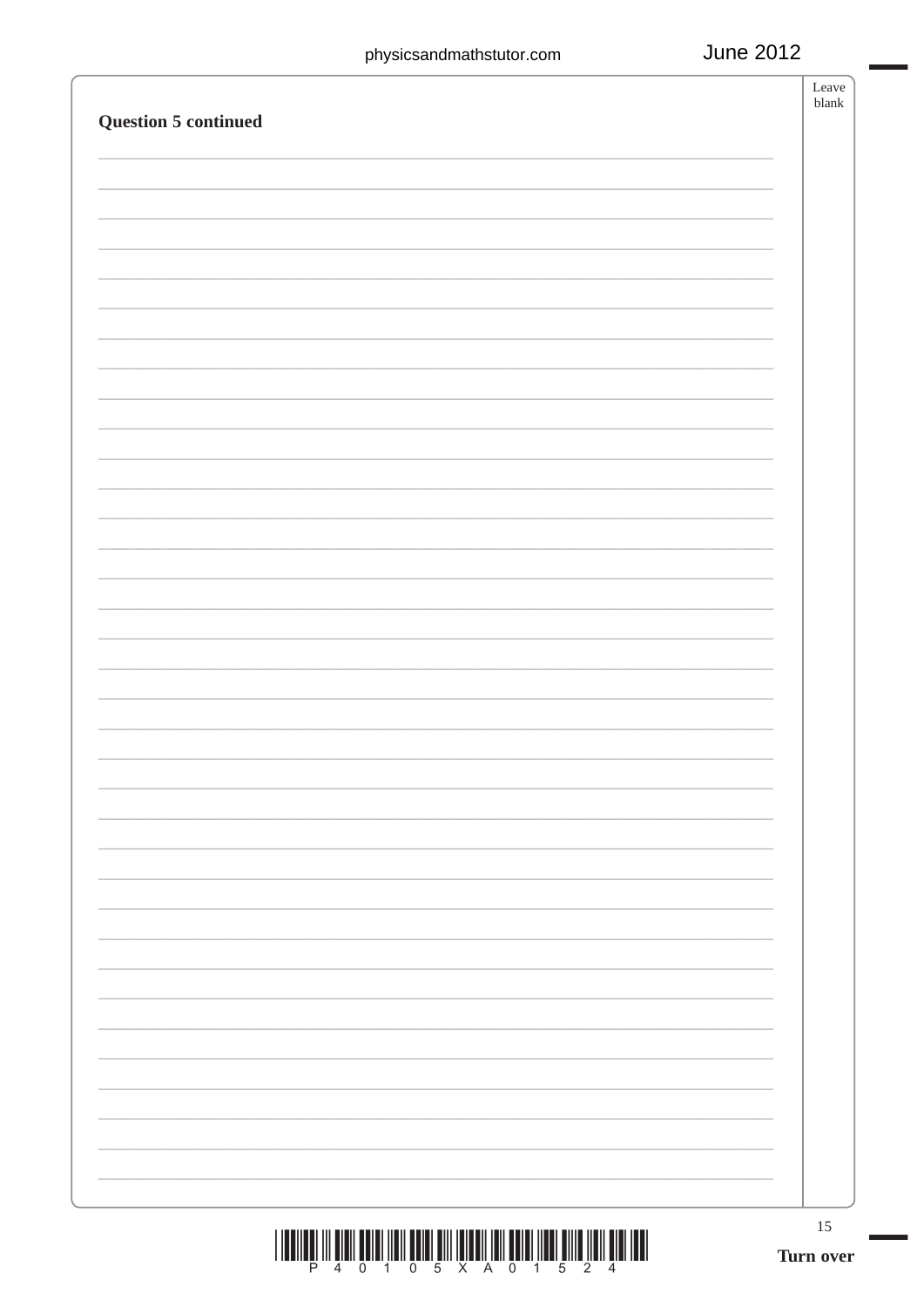**Question 5 continued**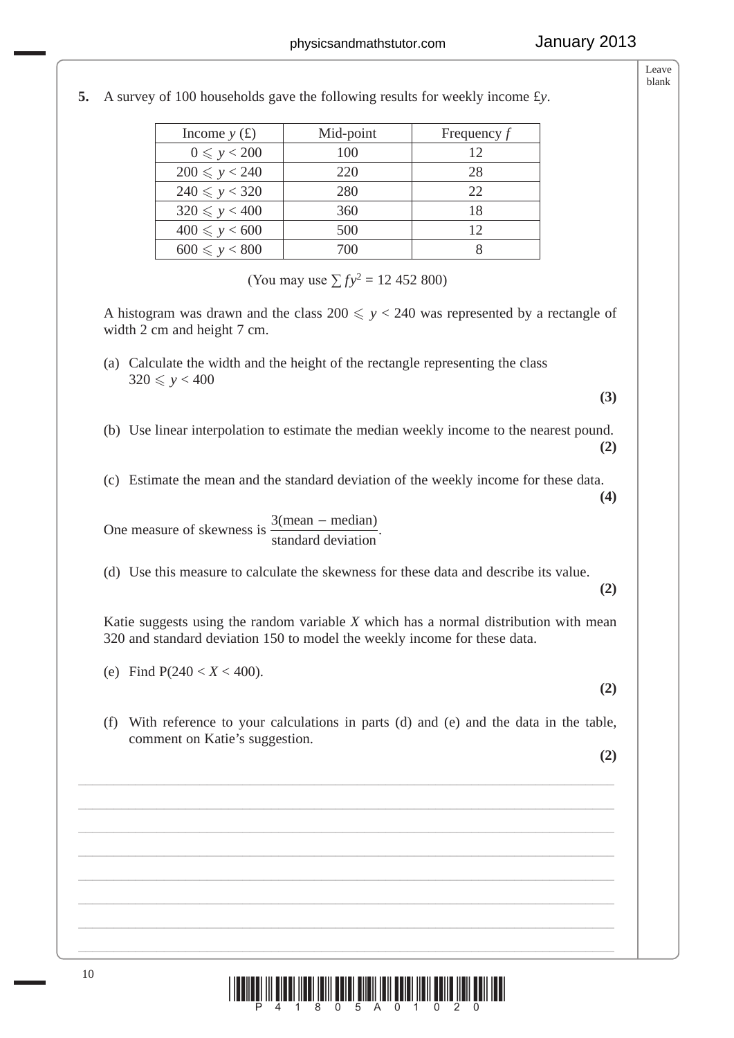**5.** A survey of 100 households gave the following results for weekly income £$y$.

| Income $y$ (£) | Mid-point | Frequency $f$ |
|---|---|---|
| $0 \leqslant y < 200$ | 100 | 12 |
| $200 \leqslant y < 240$ | 220 | 28 |
| $240 \leqslant y < 320$ | 280 | 22 |
| $320 \leqslant y < 400$ | 360 | 18 |
| $400 \leqslant y < 600$ | 500 | 12 |
| $600 \leqslant y < 800$ | 700 | 8 |

(You may use $\sum fy^2 = 12\ 452\ 800$)

A histogram was drawn and the class $200 \leqslant y < 240$ was represented by a rectangle of width 2 cm and height 7 cm.

(a) Calculate the width and the height of the rectangle representing the class $320 \leqslant y < 400$

**(3)**

(b) Use linear interpolation to estimate the median weekly income to the nearest pound.

**(2)**

(c) Estimate the mean and the standard deviation of the weekly income for these data.

**(4)**

One measure of skewness is $\dfrac{3(\text{mean} - \text{median})}{\text{standard deviation}}$.

(d) Use this measure to calculate the skewness for these data and describe its value.

**(2)**

Katie suggests using the random variable $X$ which has a normal distribution with mean 320 and standard deviation 150 to model the weekly income for these data.

(e) Find $P(240 < X < 400)$.

**(2)**

(f) With reference to your calculations in parts (d) and (e) and the data in the table, comment on Katie's suggestion.

**(2)**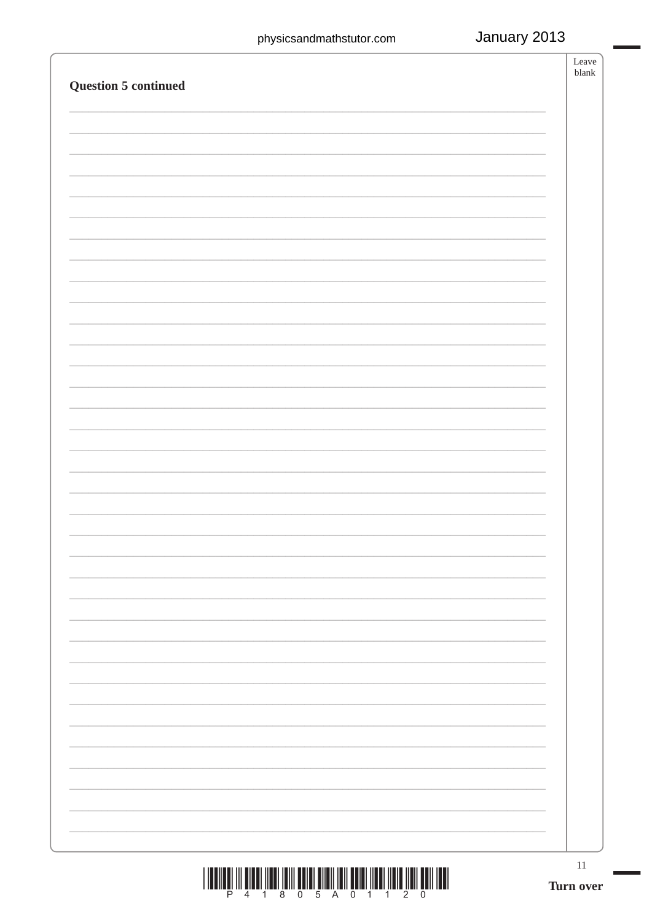**Question 5 continued**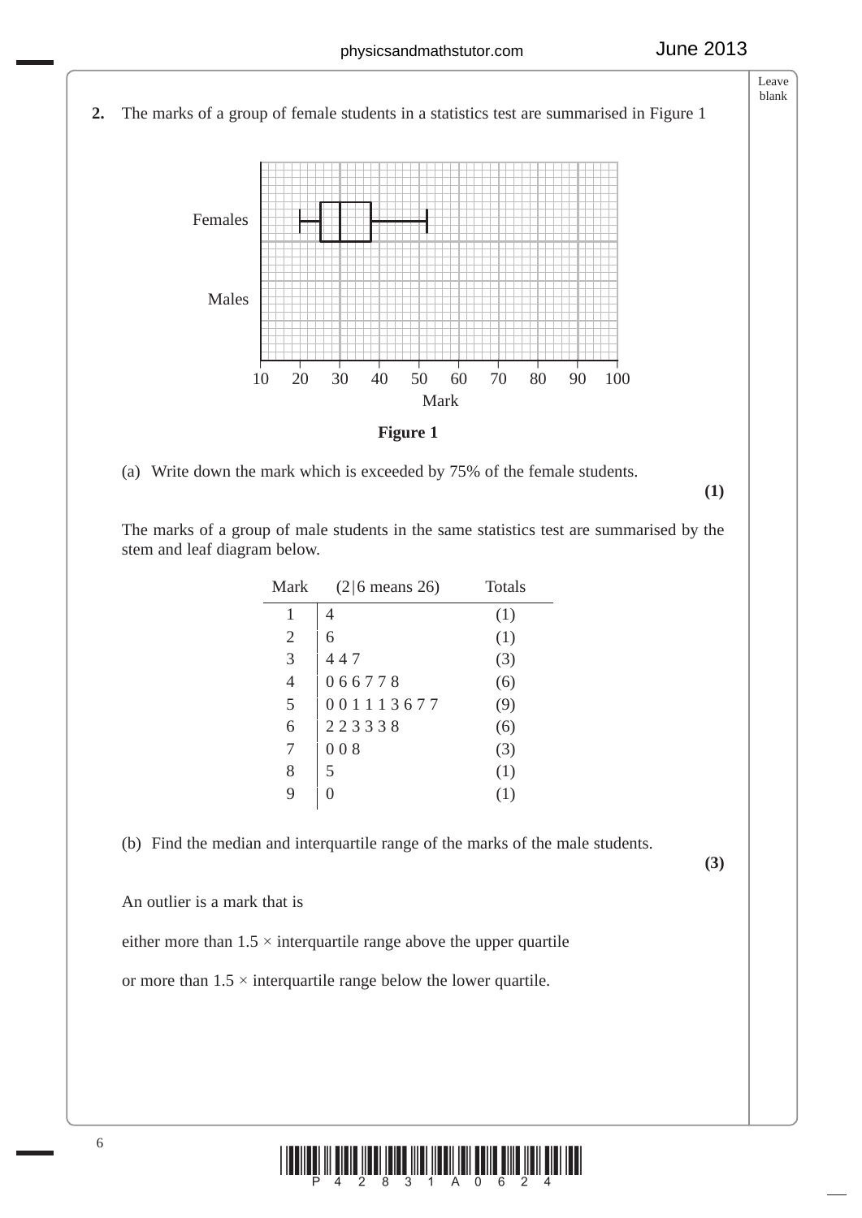**2.** The marks of a group of female students in a statistics test are summarised in Figure 1

**Figure 1**

(a) Write down the mark which is exceeded by 75% of the female students.
**(1)**

The marks of a group of male students in the same statistics test are summarised by the stem and leaf diagram below.

| Mark | (2\|6 means 26) | Totals |
|---|---|---|
| 1 | 4 | (1) |
| 2 | 6 | (1) |
| 3 | 4 4 7 | (3) |
| 4 | 0 6 6 7 7 8 | (6) |
| 5 | 0 0 1 1 1 3 6 7 7 | (9) |
| 6 | 2 2 3 3 3 8 | (6) |
| 7 | 0 0 8 | (3) |
| 8 | 5 | (1) |
| 9 | 0 | (1) |

(b) Find the median and interquartile range of the marks of the male students.
**(3)**

An outlier is a mark that is

either more than 1.5 × interquartile range above the upper quartile

or more than 1.5 × interquartile range below the lower quartile.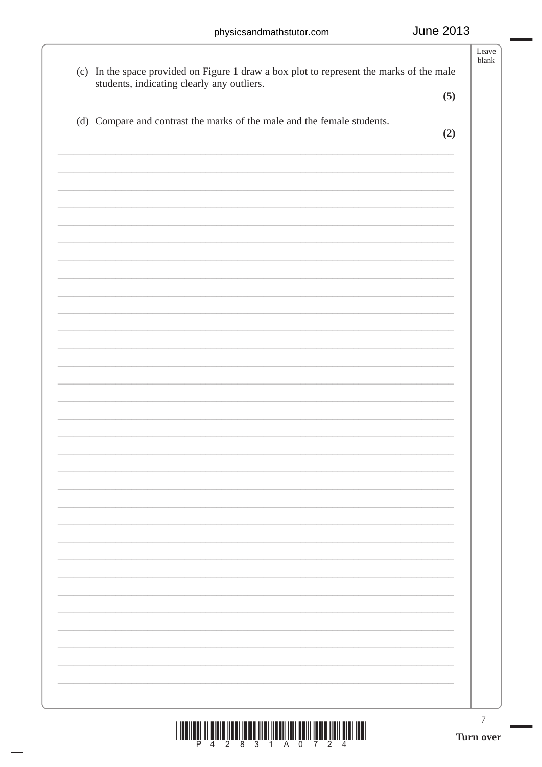(c) In the space provided on Figure 1 draw a box plot to represent the marks of the male students, indicating clearly any outliers.

**(5)**

(d) Compare and contrast the marks of the male and the female students.

**(2)**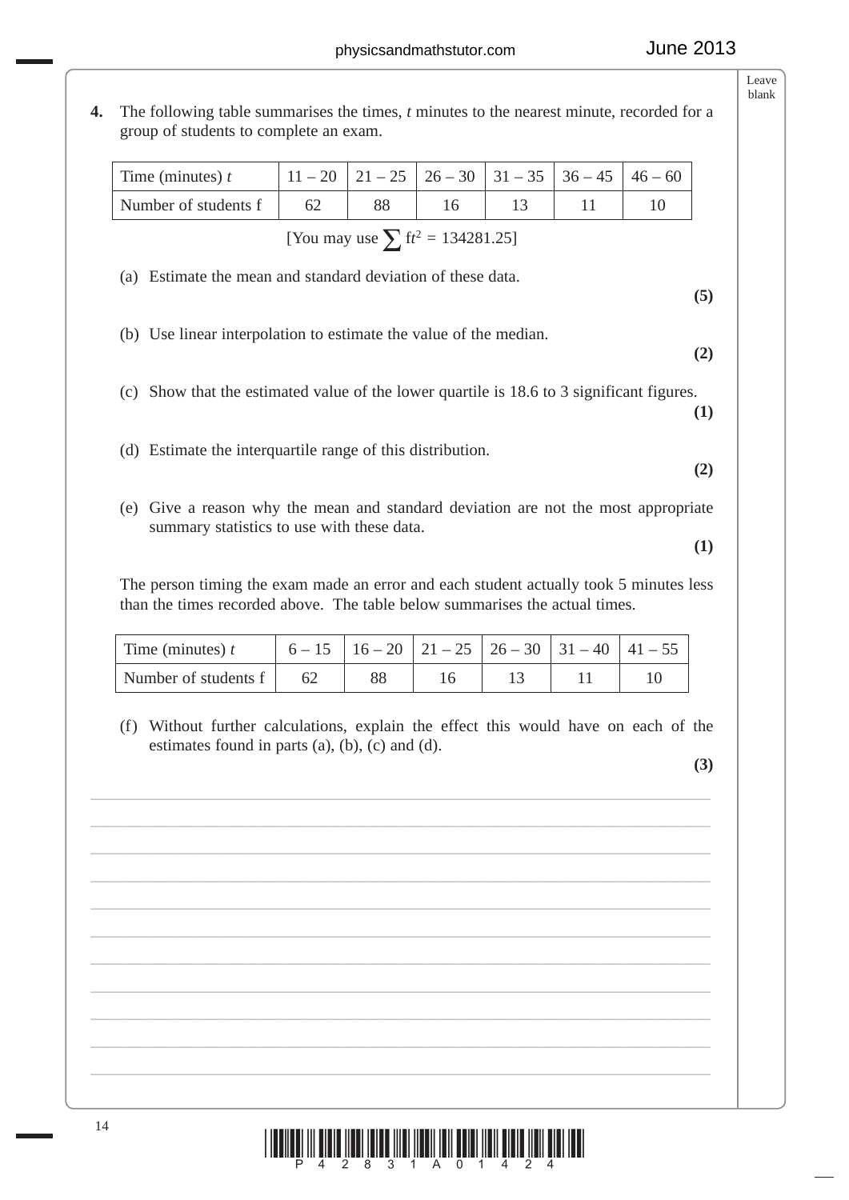**4.** The following table summarises the times, *t* minutes to the nearest minute, recorded for a group of students to complete an exam.

| Time (minutes) $t$ | 11 – 20 | 21 – 25 | 26 – 30 | 31 – 35 | 36 – 45 | 46 – 60 |
|---|---|---|---|---|---|---|
| Number of students f | 62 | 88 | 16 | 13 | 11 | 10 |

[You may use $\sum ft^2 = 134281.25$]

(a) Estimate the mean and standard deviation of these data.
**(5)**

(b) Use linear interpolation to estimate the value of the median.
**(2)**

(c) Show that the estimated value of the lower quartile is 18.6 to 3 significant figures.
**(1)**

(d) Estimate the interquartile range of this distribution.
**(2)**

(e) Give a reason why the mean and standard deviation are not the most appropriate summary statistics to use with these data.
**(1)**

The person timing the exam made an error and each student actually took 5 minutes less than the times recorded above. The table below summarises the actual times.

| Time (minutes) $t$ | 6 – 15 | 16 – 20 | 21 – 25 | 26 – 30 | 31 – 40 | 41 – 55 |
|---|---|---|---|---|---|---|
| Number of students f | 62 | 88 | 16 | 13 | 11 | 10 |

(f) Without further calculations, explain the effect this would have on each of the estimates found in parts (a), (b), (c) and (d).
**(3)**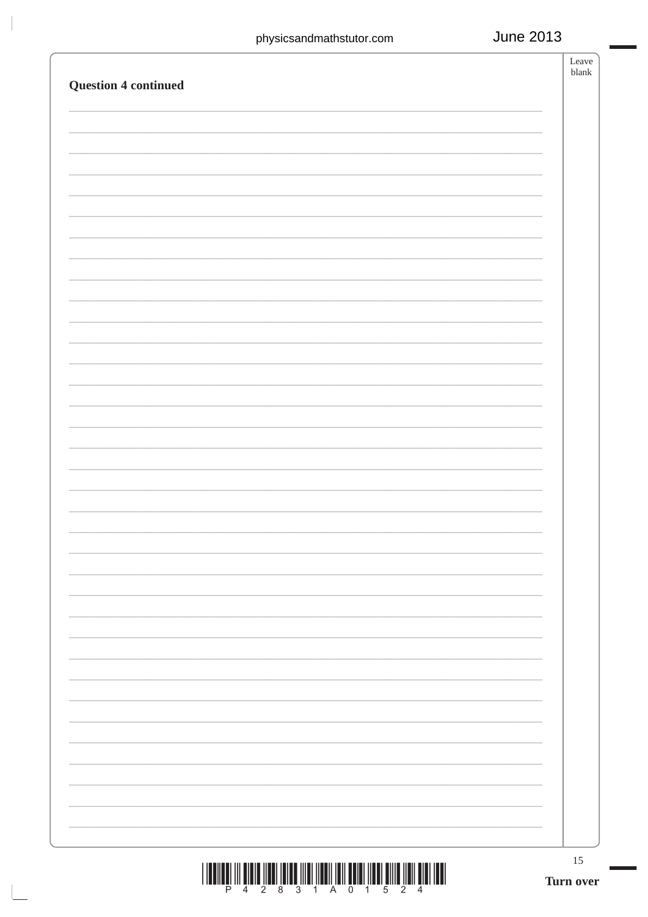**Question 4 continued**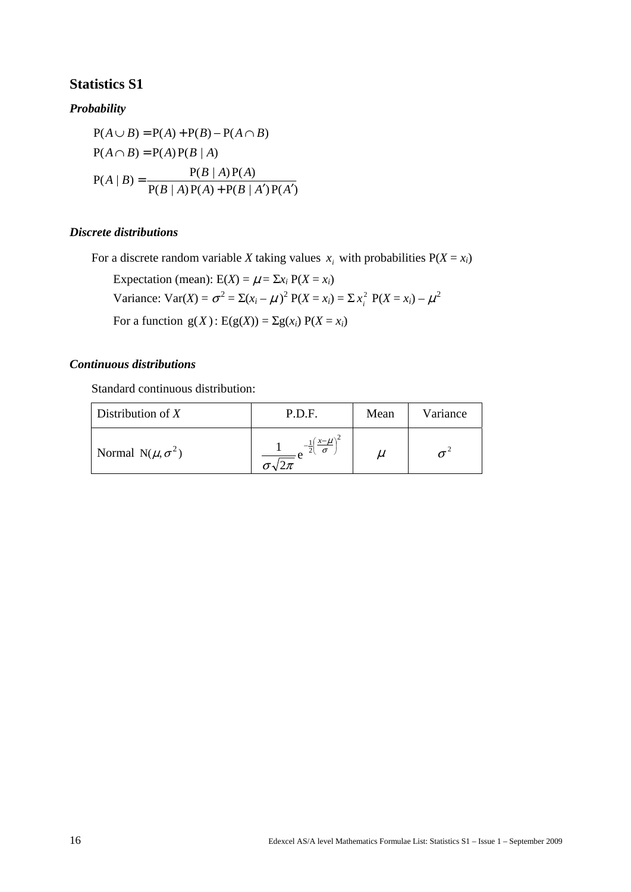## Statistics S1

### *Probability*

$$\mathrm{P}(A \cup B) = \mathrm{P}(A) + \mathrm{P}(B) - \mathrm{P}(A \cap B)$$

$$\mathrm{P}(A \cap B) = \mathrm{P}(A)\,\mathrm{P}(B \mid A)$$

$$\mathrm{P}(A \mid B) = \frac{\mathrm{P}(B \mid A)\,\mathrm{P}(A)}{\mathrm{P}(B \mid A)\,\mathrm{P}(A) + \mathrm{P}(B \mid A')\,\mathrm{P}(A')}$$

### *Discrete distributions*

For a discrete random variable $X$ taking values $x_i$ with probabilities $\mathrm{P}(X = x_i)$

Expectation (mean): $\mathrm{E}(X) = \mu = \Sigma x_i\, \mathrm{P}(X = x_i)$

Variance: $\mathrm{Var}(X) = \sigma^2 = \Sigma(x_i - \mu)^2\, \mathrm{P}(X = x_i) = \Sigma\, x_i^2\ \mathrm{P}(X = x_i) - \mu^2$

For a function $\mathrm{g}(X)$: $\mathrm{E}(\mathrm{g}(X)) = \Sigma \mathrm{g}(x_i)\, \mathrm{P}(X = x_i)$

### *Continuous distributions*

Standard continuous distribution:

| Distribution of $X$ | P.D.F. | Mean | Variance |
|---|---|---|---|
| Normal $\mathrm{N}(\mu, \sigma^2)$ | $\frac{1}{\sigma\sqrt{2\pi}}\mathrm{e}^{-\frac{1}{2}\left(\frac{x-\mu}{\sigma}\right)^2}$ | $\mu$ | $\sigma^2$ |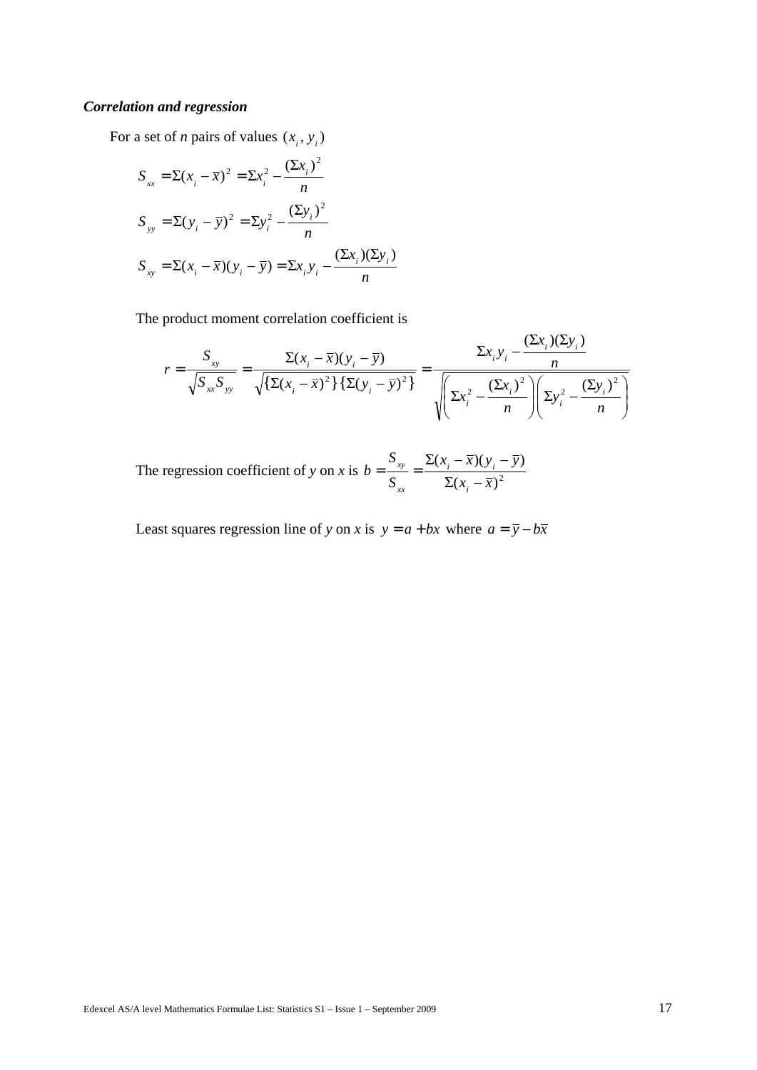***Correlation and regression***

For a set of *n* pairs of values $(x_i, y_i)$

$$S_{xx} = \Sigma(x_i - \bar{x})^2 = \Sigma x_i^2 - \frac{(\Sigma x_i)^2}{n}$$

$$S_{yy} = \Sigma(y_i - \bar{y})^2 = \Sigma y_i^2 - \frac{(\Sigma y_i)^2}{n}$$

$$S_{xy} = \Sigma(x_i - \bar{x})(y_i - \bar{y}) = \Sigma x_i y_i - \frac{(\Sigma x_i)(\Sigma y_i)}{n}$$

The product moment correlation coefficient is

$$r = \frac{S_{xy}}{\sqrt{S_{xx}S_{yy}}} = \frac{\Sigma(x_i - \bar{x})(y_i - \bar{y})}{\sqrt{\{\Sigma(x_i - \bar{x})^2\}\{\Sigma(y_i - \bar{y})^2\}}} = \frac{\Sigma x_i y_i - \frac{(\Sigma x_i)(\Sigma y_i)}{n}}{\sqrt{\left(\Sigma x_i^2 - \frac{(\Sigma x_i)^2}{n}\right)\left(\Sigma y_i^2 - \frac{(\Sigma y_i)^2}{n}\right)}}$$

The regression coefficient of *y* on *x* is $b = \dfrac{S_{xy}}{S_{xx}} = \dfrac{\Sigma(x_i - \bar{x})(y_i - \bar{y})}{\Sigma(x_i - \bar{x})^2}$

Least squares regression line of *y* on *x* is $y = a + bx$ where $a = \bar{y} - b\bar{x}$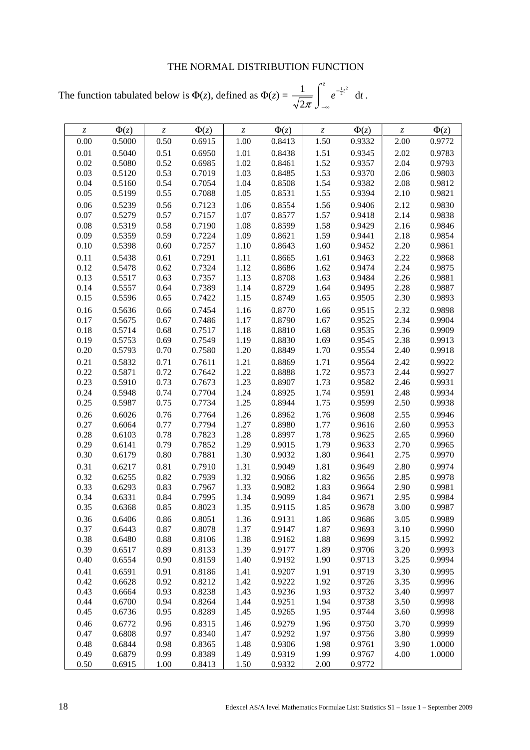# THE NORMAL DISTRIBUTION FUNCTION

The function tabulated below is $\Phi(z)$, defined as $\Phi(z) = \dfrac{1}{\sqrt{2\pi}} \displaystyle\int_{-\infty}^{z} e^{-\frac{1}{2}t^2} \, \mathrm{d}t$.

| $z$ | $\Phi(z)$ | $z$ | $\Phi(z)$ | $z$ | $\Phi(z)$ | $z$ | $\Phi(z)$ | $z$ | $\Phi(z)$ |
|---|---|---|---|---|---|---|---|---|---|
| 0.00 | 0.5000 | 0.50 | 0.6915 | 1.00 | 0.8413 | 1.50 | 0.9332 | 2.00 | 0.9772 |
| 0.01 | 0.5040 | 0.51 | 0.6950 | 1.01 | 0.8438 | 1.51 | 0.9345 | 2.02 | 0.9783 |
| 0.02 | 0.5080 | 0.52 | 0.6985 | 1.02 | 0.8461 | 1.52 | 0.9357 | 2.04 | 0.9793 |
| 0.03 | 0.5120 | 0.53 | 0.7019 | 1.03 | 0.8485 | 1.53 | 0.9370 | 2.06 | 0.9803 |
| 0.04 | 0.5160 | 0.54 | 0.7054 | 1.04 | 0.8508 | 1.54 | 0.9382 | 2.08 | 0.9812 |
| 0.05 | 0.5199 | 0.55 | 0.7088 | 1.05 | 0.8531 | 1.55 | 0.9394 | 2.10 | 0.9821 |
| 0.06 | 0.5239 | 0.56 | 0.7123 | 1.06 | 0.8554 | 1.56 | 0.9406 | 2.12 | 0.9830 |
| 0.07 | 0.5279 | 0.57 | 0.7157 | 1.07 | 0.8577 | 1.57 | 0.9418 | 2.14 | 0.9838 |
| 0.08 | 0.5319 | 0.58 | 0.7190 | 1.08 | 0.8599 | 1.58 | 0.9429 | 2.16 | 0.9846 |
| 0.09 | 0.5359 | 0.59 | 0.7224 | 1.09 | 0.8621 | 1.59 | 0.9441 | 2.18 | 0.9854 |
| 0.10 | 0.5398 | 0.60 | 0.7257 | 1.10 | 0.8643 | 1.60 | 0.9452 | 2.20 | 0.9861 |
| 0.11 | 0.5438 | 0.61 | 0.7291 | 1.11 | 0.8665 | 1.61 | 0.9463 | 2.22 | 0.9868 |
| 0.12 | 0.5478 | 0.62 | 0.7324 | 1.12 | 0.8686 | 1.62 | 0.9474 | 2.24 | 0.9875 |
| 0.13 | 0.5517 | 0.63 | 0.7357 | 1.13 | 0.8708 | 1.63 | 0.9484 | 2.26 | 0.9881 |
| 0.14 | 0.5557 | 0.64 | 0.7389 | 1.14 | 0.8729 | 1.64 | 0.9495 | 2.28 | 0.9887 |
| 0.15 | 0.5596 | 0.65 | 0.7422 | 1.15 | 0.8749 | 1.65 | 0.9505 | 2.30 | 0.9893 |
| 0.16 | 0.5636 | 0.66 | 0.7454 | 1.16 | 0.8770 | 1.66 | 0.9515 | 2.32 | 0.9898 |
| 0.17 | 0.5675 | 0.67 | 0.7486 | 1.17 | 0.8790 | 1.67 | 0.9525 | 2.34 | 0.9904 |
| 0.18 | 0.5714 | 0.68 | 0.7517 | 1.18 | 0.8810 | 1.68 | 0.9535 | 2.36 | 0.9909 |
| 0.19 | 0.5753 | 0.69 | 0.7549 | 1.19 | 0.8830 | 1.69 | 0.9545 | 2.38 | 0.9913 |
| 0.20 | 0.5793 | 0.70 | 0.7580 | 1.20 | 0.8849 | 1.70 | 0.9554 | 2.40 | 0.9918 |
| 0.21 | 0.5832 | 0.71 | 0.7611 | 1.21 | 0.8869 | 1.71 | 0.9564 | 2.42 | 0.9922 |
| 0.22 | 0.5871 | 0.72 | 0.7642 | 1.22 | 0.8888 | 1.72 | 0.9573 | 2.44 | 0.9927 |
| 0.23 | 0.5910 | 0.73 | 0.7673 | 1.23 | 0.8907 | 1.73 | 0.9582 | 2.46 | 0.9931 |
| 0.24 | 0.5948 | 0.74 | 0.7704 | 1.24 | 0.8925 | 1.74 | 0.9591 | 2.48 | 0.9934 |
| 0.25 | 0.5987 | 0.75 | 0.7734 | 1.25 | 0.8944 | 1.75 | 0.9599 | 2.50 | 0.9938 |
| 0.26 | 0.6026 | 0.76 | 0.7764 | 1.26 | 0.8962 | 1.76 | 0.9608 | 2.55 | 0.9946 |
| 0.27 | 0.6064 | 0.77 | 0.7794 | 1.27 | 0.8980 | 1.77 | 0.9616 | 2.60 | 0.9953 |
| 0.28 | 0.6103 | 0.78 | 0.7823 | 1.28 | 0.8997 | 1.78 | 0.9625 | 2.65 | 0.9960 |
| 0.29 | 0.6141 | 0.79 | 0.7852 | 1.29 | 0.9015 | 1.79 | 0.9633 | 2.70 | 0.9965 |
| 0.30 | 0.6179 | 0.80 | 0.7881 | 1.30 | 0.9032 | 1.80 | 0.9641 | 2.75 | 0.9970 |
| 0.31 | 0.6217 | 0.81 | 0.7910 | 1.31 | 0.9049 | 1.81 | 0.9649 | 2.80 | 0.9974 |
| 0.32 | 0.6255 | 0.82 | 0.7939 | 1.32 | 0.9066 | 1.82 | 0.9656 | 2.85 | 0.9978 |
| 0.33 | 0.6293 | 0.83 | 0.7967 | 1.33 | 0.9082 | 1.83 | 0.9664 | 2.90 | 0.9981 |
| 0.34 | 0.6331 | 0.84 | 0.7995 | 1.34 | 0.9099 | 1.84 | 0.9671 | 2.95 | 0.9984 |
| 0.35 | 0.6368 | 0.85 | 0.8023 | 1.35 | 0.9115 | 1.85 | 0.9678 | 3.00 | 0.9987 |
| 0.36 | 0.6406 | 0.86 | 0.8051 | 1.36 | 0.9131 | 1.86 | 0.9686 | 3.05 | 0.9989 |
| 0.37 | 0.6443 | 0.87 | 0.8078 | 1.37 | 0.9147 | 1.87 | 0.9693 | 3.10 | 0.9990 |
| 0.38 | 0.6480 | 0.88 | 0.8106 | 1.38 | 0.9162 | 1.88 | 0.9699 | 3.15 | 0.9992 |
| 0.39 | 0.6517 | 0.89 | 0.8133 | 1.39 | 0.9177 | 1.89 | 0.9706 | 3.20 | 0.9993 |
| 0.40 | 0.6554 | 0.90 | 0.8159 | 1.40 | 0.9192 | 1.90 | 0.9713 | 3.25 | 0.9994 |
| 0.41 | 0.6591 | 0.91 | 0.8186 | 1.41 | 0.9207 | 1.91 | 0.9719 | 3.30 | 0.9995 |
| 0.42 | 0.6628 | 0.92 | 0.8212 | 1.42 | 0.9222 | 1.92 | 0.9726 | 3.35 | 0.9996 |
| 0.43 | 0.6664 | 0.93 | 0.8238 | 1.43 | 0.9236 | 1.93 | 0.9732 | 3.40 | 0.9997 |
| 0.44 | 0.6700 | 0.94 | 0.8264 | 1.44 | 0.9251 | 1.94 | 0.9738 | 3.50 | 0.9998 |
| 0.45 | 0.6736 | 0.95 | 0.8289 | 1.45 | 0.9265 | 1.95 | 0.9744 | 3.60 | 0.9998 |
| 0.46 | 0.6772 | 0.96 | 0.8315 | 1.46 | 0.9279 | 1.96 | 0.9750 | 3.70 | 0.9999 |
| 0.47 | 0.6808 | 0.97 | 0.8340 | 1.47 | 0.9292 | 1.97 | 0.9756 | 3.80 | 0.9999 |
| 0.48 | 0.6844 | 0.98 | 0.8365 | 1.48 | 0.9306 | 1.98 | 0.9761 | 3.90 | 1.0000 |
| 0.49 | 0.6879 | 0.99 | 0.8389 | 1.49 | 0.9319 | 1.99 | 0.9767 | 4.00 | 1.0000 |
| 0.50 | 0.6915 | 1.00 | 0.8413 | 1.50 | 0.9332 | 2.00 | 0.9772 | | |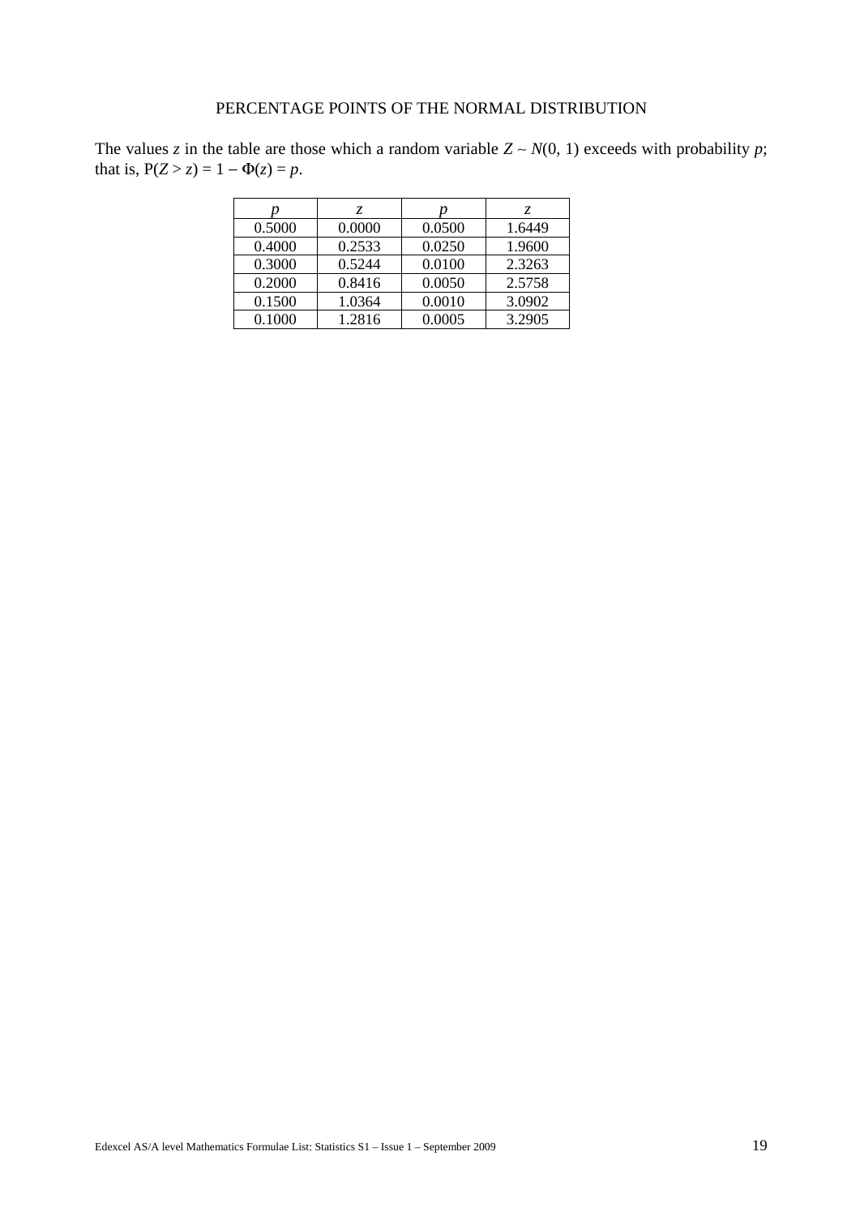# PERCENTAGE POINTS OF THE NORMAL DISTRIBUTION

The values $z$ in the table are those which a random variable $Z \sim N(0, 1)$ exceeds with probability $p$; that is, $P(Z > z) = 1 - \Phi(z) = p$.

| $p$ | $z$ | $p$ | $z$ |
|---|---|---|---|
| 0.5000 | 0.0000 | 0.0500 | 1.6449 |
| 0.4000 | 0.2533 | 0.0250 | 1.9600 |
| 0.3000 | 0.5244 | 0.0100 | 2.3263 |
| 0.2000 | 0.8416 | 0.0050 | 2.5758 |
| 0.1500 | 1.0364 | 0.0010 | 3.0902 |
| 0.1000 | 1.2816 | 0.0005 | 3.2905 |